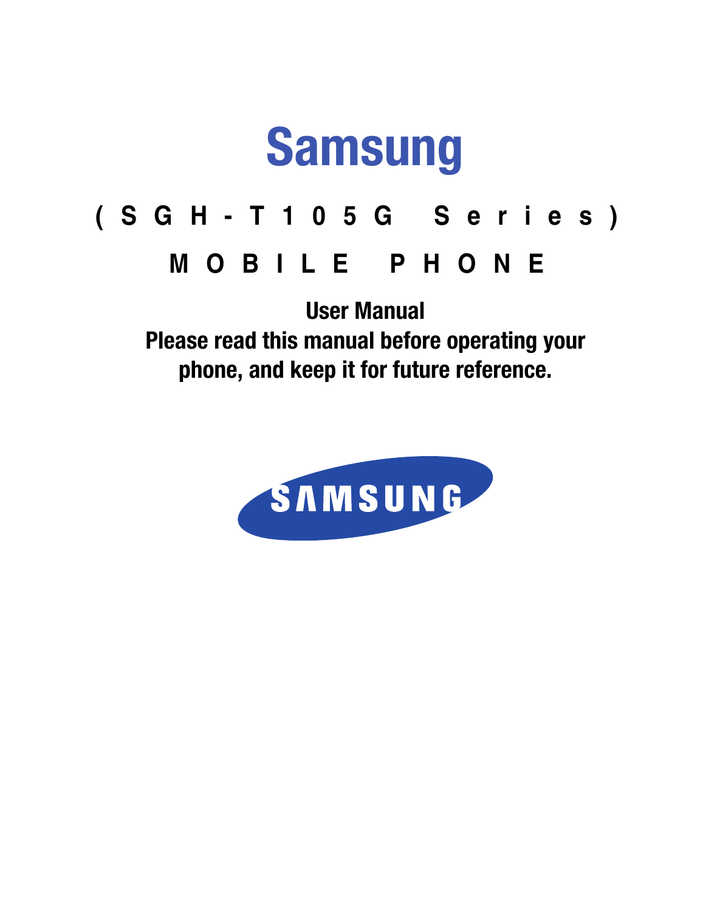# Samsung

## (SGH-T105G Series)

## MOBILE PHONE

**User Manual**

**Please read this manual before operating your phone, and keep it for future reference.**

SAMSUNG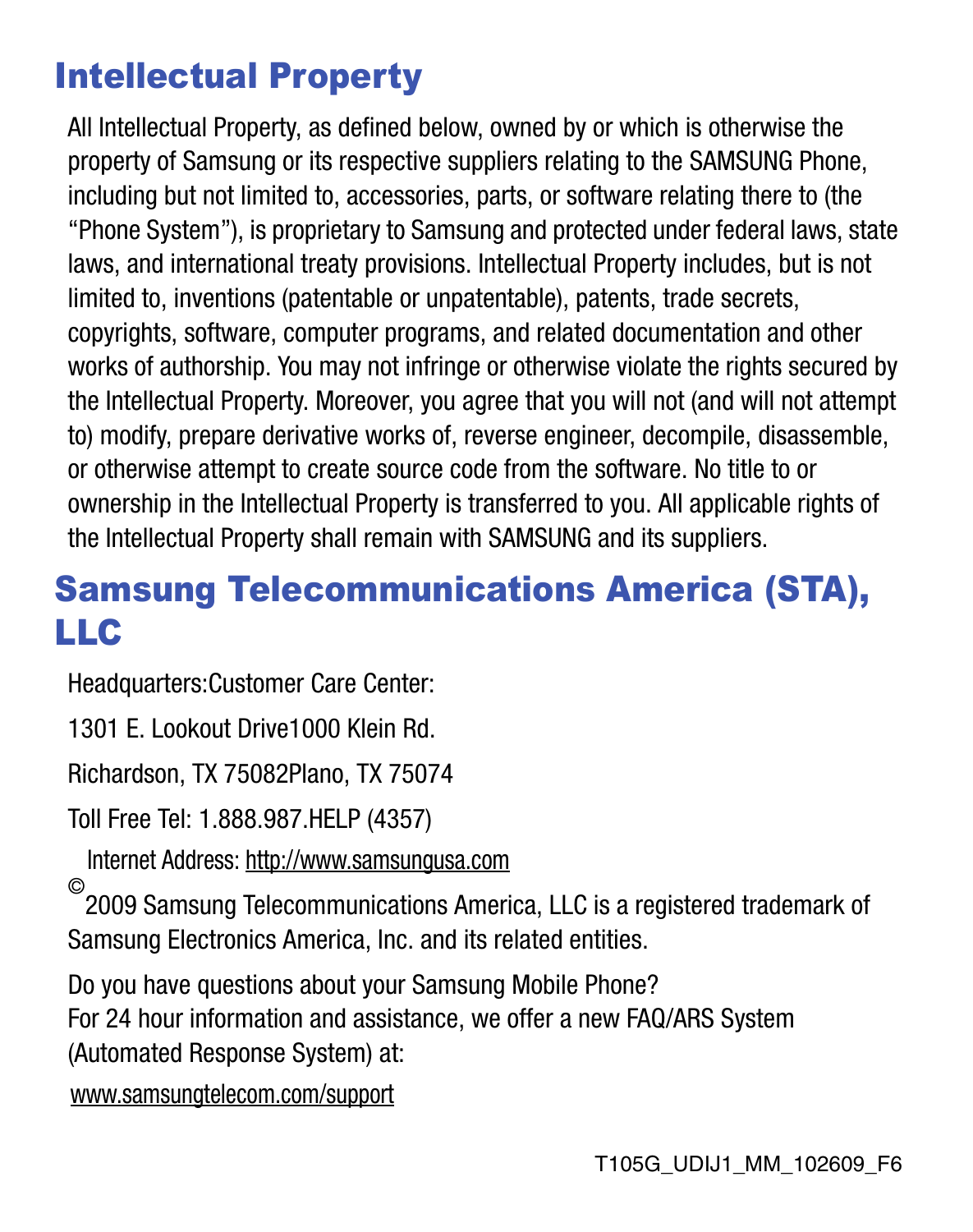# Intellectual Property

All Intellectual Property, as defined below, owned by or which is otherwise the property of Samsung or its respective suppliers relating to the SAMSUNG Phone, including but not limited to, accessories, parts, or software relating there to (the "Phone System"), is proprietary to Samsung and protected under federal laws, state laws, and international treaty provisions. Intellectual Property includes, but is not limited to, inventions (patentable or unpatentable), patents, trade secrets, copyrights, software, computer programs, and related documentation and other works of authorship. You may not infringe or otherwise violate the rights secured by the Intellectual Property. Moreover, you agree that you will not (and will not attempt to) modify, prepare derivative works of, reverse engineer, decompile, disassemble, or otherwise attempt to create source code from the software. No title to or ownership in the Intellectual Property is transferred to you. All applicable rights of the Intellectual Property shall remain with SAMSUNG and its suppliers.

# Samsung Telecommunications America (STA), LLC

Headquarters:Customer Care Center:

1301 E. Lookout Drive1000 Klein Rd.

Richardson, TX 75082Plano, TX 75074

Toll Free Tel: 1.888.987.HELP (4357)

Internet Address: http://www.samsungusa.com

© 2009 Samsung Telecommunications America, LLC is a registered trademark of Samsung Electronics America, Inc. and its related entities.

Do you have questions about your Samsung Mobile Phone?
For 24 hour information and assistance, we offer a new FAQ/ARS System (Automated Response System) at:

www.samsungtelecom.com/support

T105G_UDIJ1_MM_102609_F6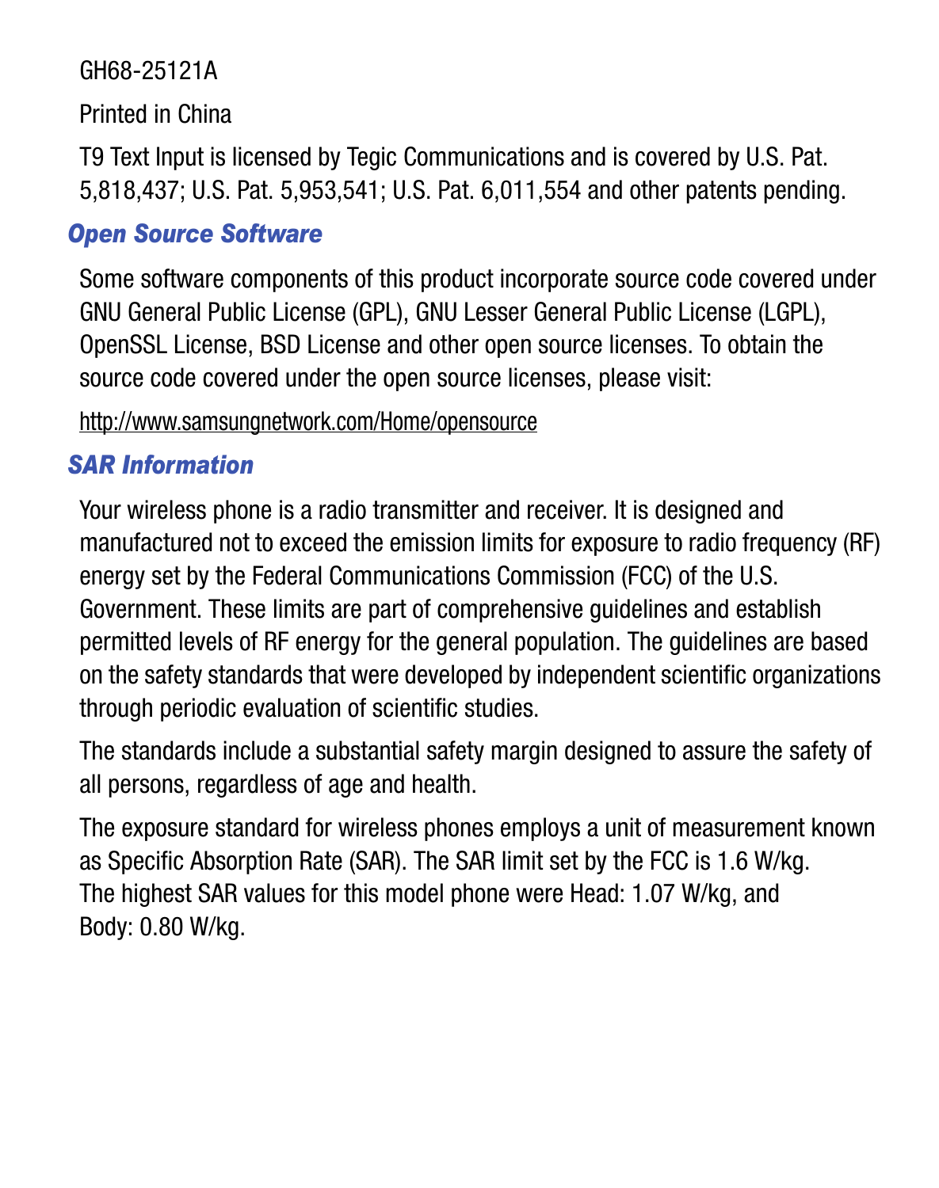GH68-25121A

Printed in China

T9 Text Input is licensed by Tegic Communications and is covered by U.S. Pat. 5,818,437; U.S. Pat. 5,953,541; U.S. Pat. 6,011,554 and other patents pending.

## *Open Source Software*

Some software components of this product incorporate source code covered under GNU General Public License (GPL), GNU Lesser General Public License (LGPL), OpenSSL License, BSD License and other open source licenses. To obtain the source code covered under the open source licenses, please visit:

http://www.samsungnetwork.com/Home/opensource

## *SAR Information*

Your wireless phone is a radio transmitter and receiver. It is designed and manufactured not to exceed the emission limits for exposure to radio frequency (RF) energy set by the Federal Communications Commission (FCC) of the U.S. Government. These limits are part of comprehensive guidelines and establish permitted levels of RF energy for the general population. The guidelines are based on the safety standards that were developed by independent scientific organizations through periodic evaluation of scientific studies.

The standards include a substantial safety margin designed to assure the safety of all persons, regardless of age and health.

The exposure standard for wireless phones employs a unit of measurement known as Specific Absorption Rate (SAR). The SAR limit set by the FCC is 1.6 W/kg. The highest SAR values for this model phone were Head: 1.07 W/kg, and Body: 0.80 W/kg.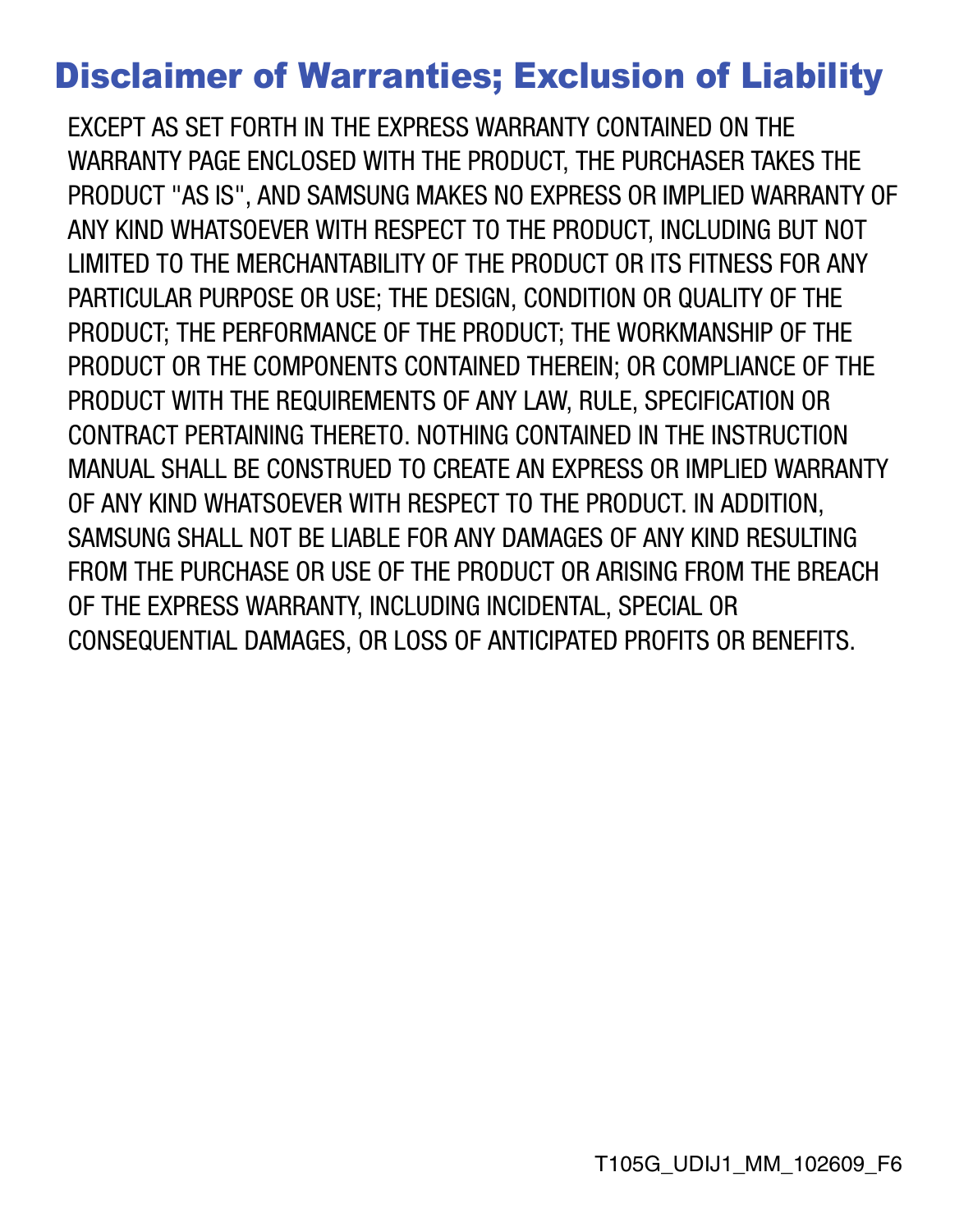## Disclaimer of Warranties; Exclusion of Liability

EXCEPT AS SET FORTH IN THE EXPRESS WARRANTY CONTAINED ON THE WARRANTY PAGE ENCLOSED WITH THE PRODUCT, THE PURCHASER TAKES THE PRODUCT "AS IS", AND SAMSUNG MAKES NO EXPRESS OR IMPLIED WARRANTY OF ANY KIND WHATSOEVER WITH RESPECT TO THE PRODUCT, INCLUDING BUT NOT LIMITED TO THE MERCHANTABILITY OF THE PRODUCT OR ITS FITNESS FOR ANY PARTICULAR PURPOSE OR USE; THE DESIGN, CONDITION OR QUALITY OF THE PRODUCT; THE PERFORMANCE OF THE PRODUCT; THE WORKMANSHIP OF THE PRODUCT OR THE COMPONENTS CONTAINED THEREIN; OR COMPLIANCE OF THE PRODUCT WITH THE REQUIREMENTS OF ANY LAW, RULE, SPECIFICATION OR CONTRACT PERTAINING THERETO. NOTHING CONTAINED IN THE INSTRUCTION MANUAL SHALL BE CONSTRUED TO CREATE AN EXPRESS OR IMPLIED WARRANTY OF ANY KIND WHATSOEVER WITH RESPECT TO THE PRODUCT. IN ADDITION, SAMSUNG SHALL NOT BE LIABLE FOR ANY DAMAGES OF ANY KIND RESULTING FROM THE PURCHASE OR USE OF THE PRODUCT OR ARISING FROM THE BREACH OF THE EXPRESS WARRANTY, INCLUDING INCIDENTAL, SPECIAL OR CONSEQUENTIAL DAMAGES, OR LOSS OF ANTICIPATED PROFITS OR BENEFITS.

T105G_UDIJ1_MM_102609_F6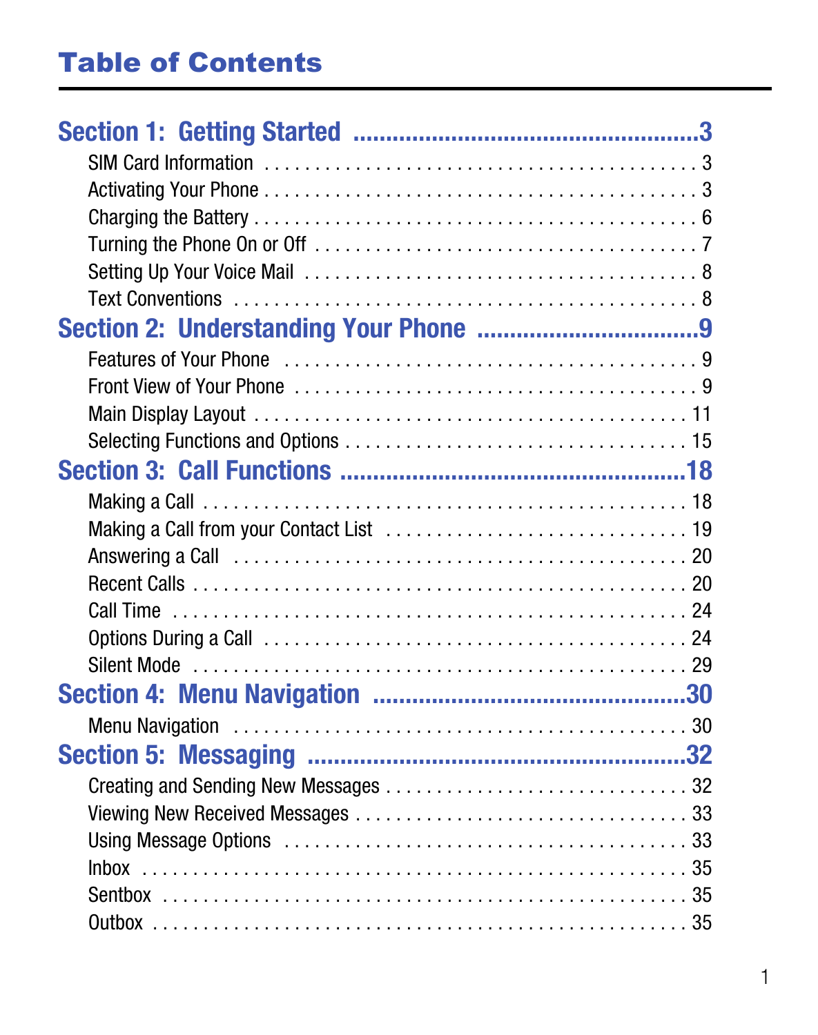# Table of Contents

**Section 1: Getting Started .................................................3**

SIM Card Information . . . . . . . . . . . . . . . . . . . . . . . . . . . . . . . . . . . . . . . . . 3
Activating Your Phone . . . . . . . . . . . . . . . . . . . . . . . . . . . . . . . . . . . . . . . . . 3
Charging the Battery . . . . . . . . . . . . . . . . . . . . . . . . . . . . . . . . . . . . . . . . . . 6
Turning the Phone On or Off . . . . . . . . . . . . . . . . . . . . . . . . . . . . . . . . . . . . 7
Setting Up Your Voice Mail . . . . . . . . . . . . . . . . . . . . . . . . . . . . . . . . . . . . . 8
Text Conventions . . . . . . . . . . . . . . . . . . . . . . . . . . . . . . . . . . . . . . . . . . . . 8

**Section 2: Understanding Your Phone ................................9**

Features of Your Phone . . . . . . . . . . . . . . . . . . . . . . . . . . . . . . . . . . . . . . . 9
Front View of Your Phone . . . . . . . . . . . . . . . . . . . . . . . . . . . . . . . . . . . . . 9
Main Display Layout . . . . . . . . . . . . . . . . . . . . . . . . . . . . . . . . . . . . . . . . . 11
Selecting Functions and Options . . . . . . . . . . . . . . . . . . . . . . . . . . . . . . . . 15

**Section 3: Call Functions ..................................................18**

Making a Call . . . . . . . . . . . . . . . . . . . . . . . . . . . . . . . . . . . . . . . . . . . . . . 18
Making a Call from your Contact List . . . . . . . . . . . . . . . . . . . . . . . . . . . . 19
Answering a Call . . . . . . . . . . . . . . . . . . . . . . . . . . . . . . . . . . . . . . . . . . . 20
Recent Calls . . . . . . . . . . . . . . . . . . . . . . . . . . . . . . . . . . . . . . . . . . . . . . . 20
Call Time . . . . . . . . . . . . . . . . . . . . . . . . . . . . . . . . . . . . . . . . . . . . . . . . . 24
Options During a Call . . . . . . . . . . . . . . . . . . . . . . . . . . . . . . . . . . . . . . . . 24
Silent Mode . . . . . . . . . . . . . . . . . . . . . . . . . . . . . . . . . . . . . . . . . . . . . . . 29

**Section 4: Menu Navigation .............................................30**

Menu Navigation . . . . . . . . . . . . . . . . . . . . . . . . . . . . . . . . . . . . . . . . . . . 30

**Section 5: Messaging ......................................................32**

Creating and Sending New Messages . . . . . . . . . . . . . . . . . . . . . . . . . . . . 32
Viewing New Received Messages . . . . . . . . . . . . . . . . . . . . . . . . . . . . . . . 33
Using Message Options . . . . . . . . . . . . . . . . . . . . . . . . . . . . . . . . . . . . . . 33
Inbox . . . . . . . . . . . . . . . . . . . . . . . . . . . . . . . . . . . . . . . . . . . . . . . . . . . . 35
Sentbox . . . . . . . . . . . . . . . . . . . . . . . . . . . . . . . . . . . . . . . . . . . . . . . . . . 35
Outbox . . . . . . . . . . . . . . . . . . . . . . . . . . . . . . . . . . . . . . . . . . . . . . . . . . . 35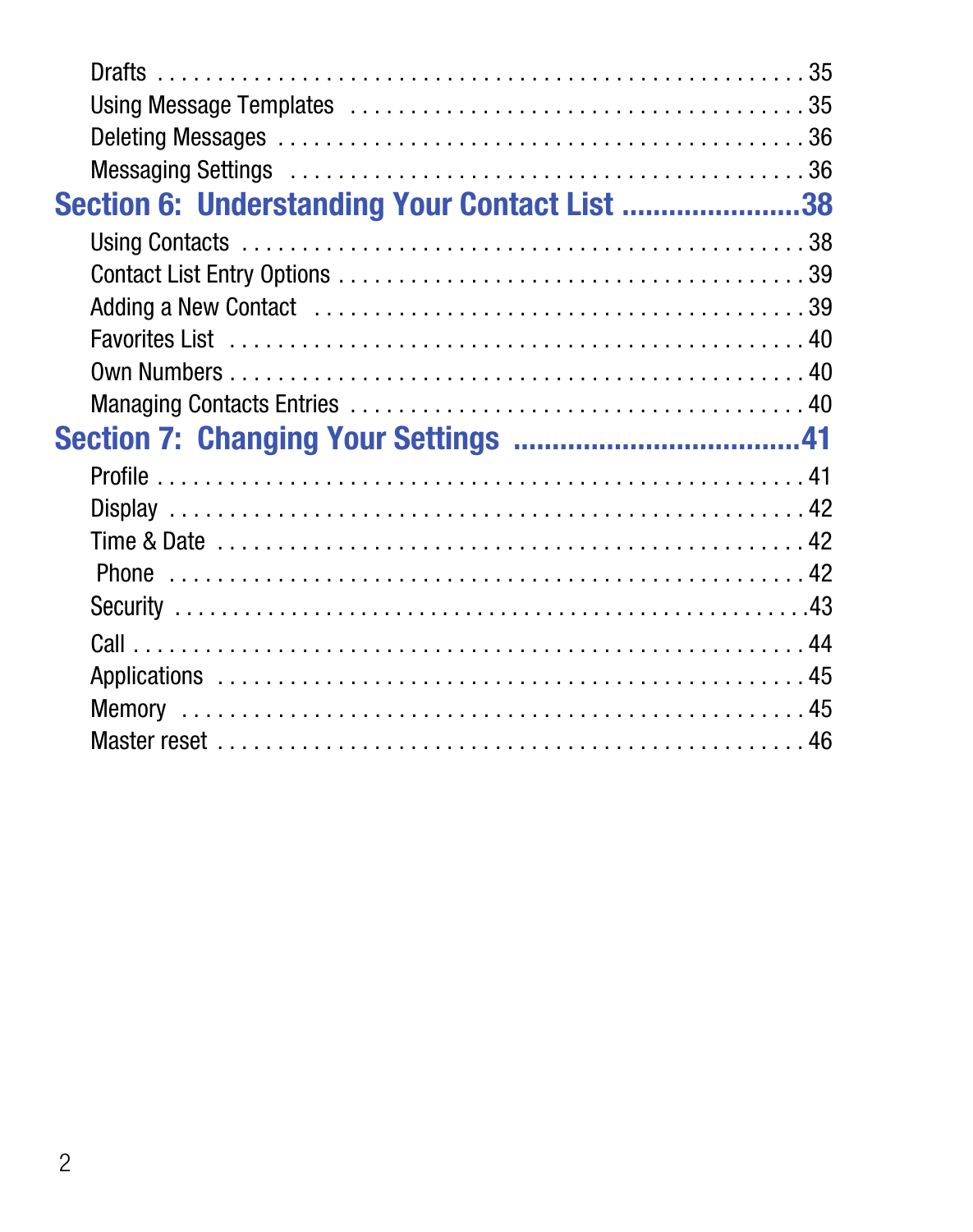Drafts . . . . . . . . . . . . . . . . . . . . . . . . . . . . . . . . . . . . . . . . . . . . . 35
Using Message Templates . . . . . . . . . . . . . . . . . . . . . . . . . . . . . . . . . . . 35
Deleting Messages . . . . . . . . . . . . . . . . . . . . . . . . . . . . . . . . . . . . . . . 36
Messaging Settings . . . . . . . . . . . . . . . . . . . . . . . . . . . . . . . . . . . . . . . 36

## Section 6: Understanding Your Contact List .......................38

Using Contacts . . . . . . . . . . . . . . . . . . . . . . . . . . . . . . . . . . . . . . . . . 38
Contact List Entry Options . . . . . . . . . . . . . . . . . . . . . . . . . . . . . . . . . . 39
Adding a New Contact . . . . . . . . . . . . . . . . . . . . . . . . . . . . . . . . . . . . . 39
Favorites List . . . . . . . . . . . . . . . . . . . . . . . . . . . . . . . . . . . . . . . . . . 40
Own Numbers . . . . . . . . . . . . . . . . . . . . . . . . . . . . . . . . . . . . . . . . . . 40
Managing Contacts Entries . . . . . . . . . . . . . . . . . . . . . . . . . . . . . . . . . . 40

## Section 7: Changing Your Settings ....................................41

Profile . . . . . . . . . . . . . . . . . . . . . . . . . . . . . . . . . . . . . . . . . . . . . . 41
Display . . . . . . . . . . . . . . . . . . . . . . . . . . . . . . . . . . . . . . . . . . . . . 42
Time & Date . . . . . . . . . . . . . . . . . . . . . . . . . . . . . . . . . . . . . . . . . . . 42
Phone . . . . . . . . . . . . . . . . . . . . . . . . . . . . . . . . . . . . . . . . . . . . . . 42
Security . . . . . . . . . . . . . . . . . . . . . . . . . . . . . . . . . . . . . . . . . . . . . 43
Call . . . . . . . . . . . . . . . . . . . . . . . . . . . . . . . . . . . . . . . . . . . . . . . . 44
Applications . . . . . . . . . . . . . . . . . . . . . . . . . . . . . . . . . . . . . . . . . . . 45
Memory . . . . . . . . . . . . . . . . . . . . . . . . . . . . . . . . . . . . . . . . . . . . . 45
Master reset . . . . . . . . . . . . . . . . . . . . . . . . . . . . . . . . . . . . . . . . . . . 46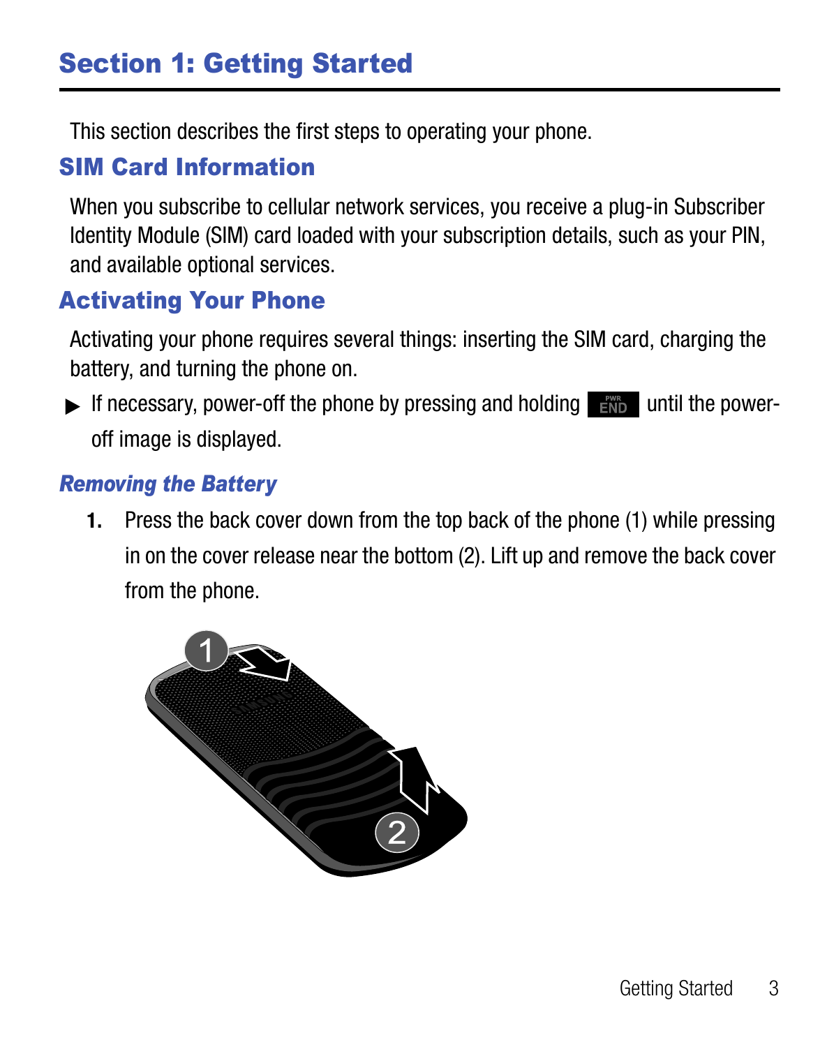# Section 1: Getting Started

This section describes the first steps to operating your phone.

## SIM Card Information

When you subscribe to cellular network services, you receive a plug-in Subscriber Identity Module (SIM) card loaded with your subscription details, such as your PIN, and available optional services.

## Activating Your Phone

Activating your phone requires several things: inserting the SIM card, charging the battery, and turning the phone on.

▶ If necessary, power-off the phone by pressing and holding PWR END until the power-off image is displayed.

### *Removing the Battery*

1. Press the back cover down from the top back of the phone (1) while pressing in on the cover release near the bottom (2). Lift up and remove the back cover from the phone.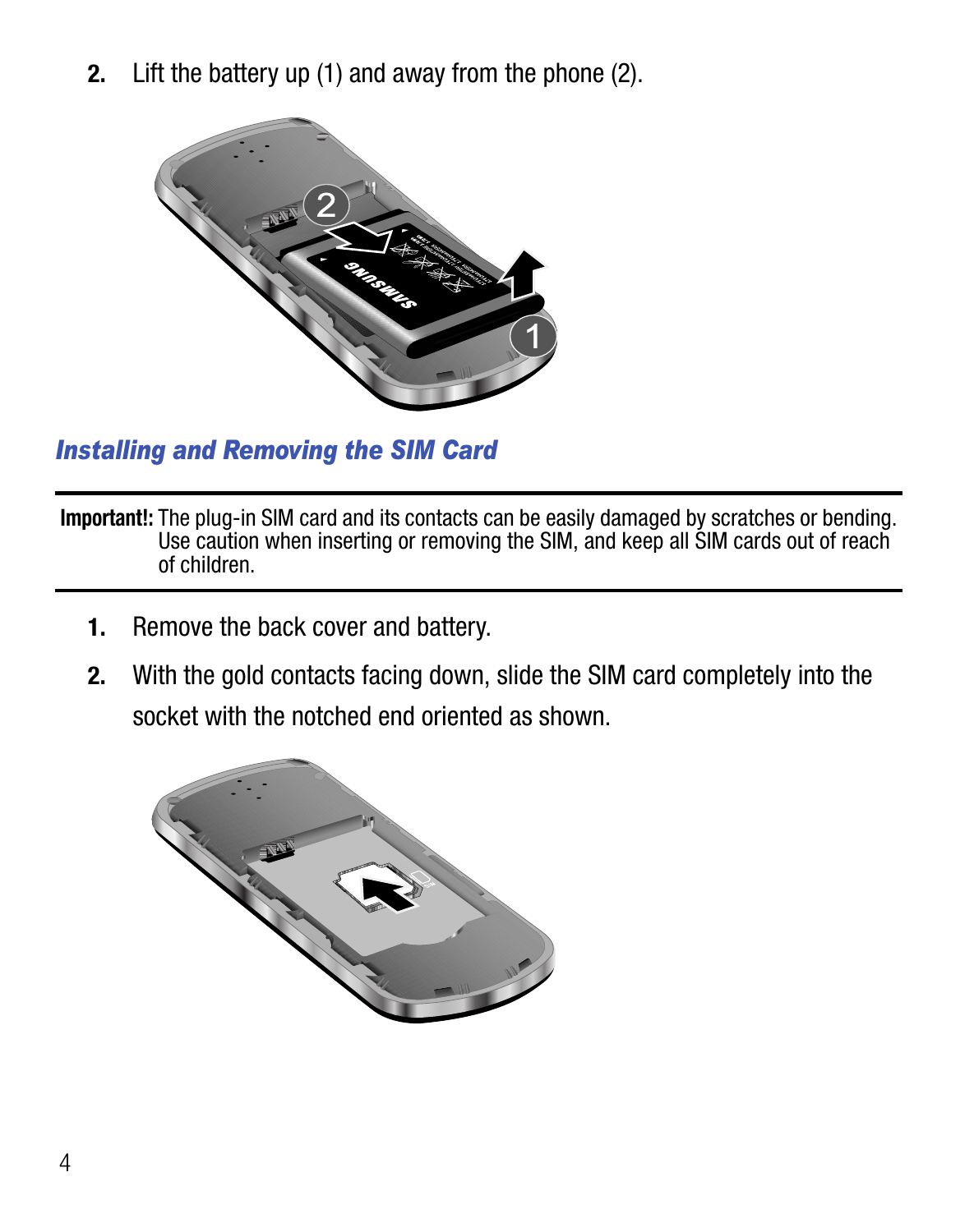2. Lift the battery up (1) and away from the phone (2).

## *Installing and Removing the SIM Card*

**Important!:** The plug-in SIM card and its contacts can be easily damaged by scratches or bending. Use caution when inserting or removing the SIM, and keep all SIM cards out of reach of children.

1. Remove the back cover and battery.
2. With the gold contacts facing down, slide the SIM card completely into the socket with the notched end oriented as shown.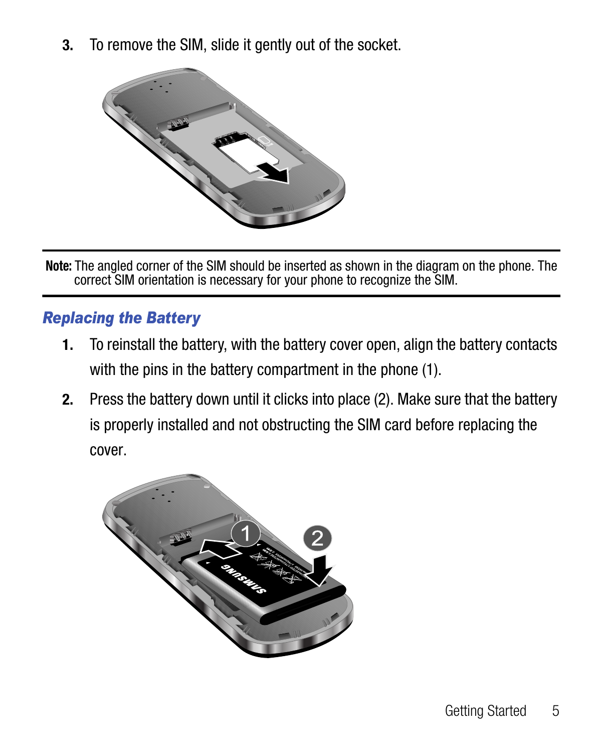3. To remove the SIM, slide it gently out of the socket.

**Note:** The angled corner of the SIM should be inserted as shown in the diagram on the phone. The correct SIM orientation is necessary for your phone to recognize the SIM.

## *Replacing the Battery*

1. To reinstall the battery, with the battery cover open, align the battery contacts with the pins in the battery compartment in the phone (1).
2. Press the battery down until it clicks into place (2). Make sure that the battery is properly installed and not obstructing the SIM card before replacing the cover.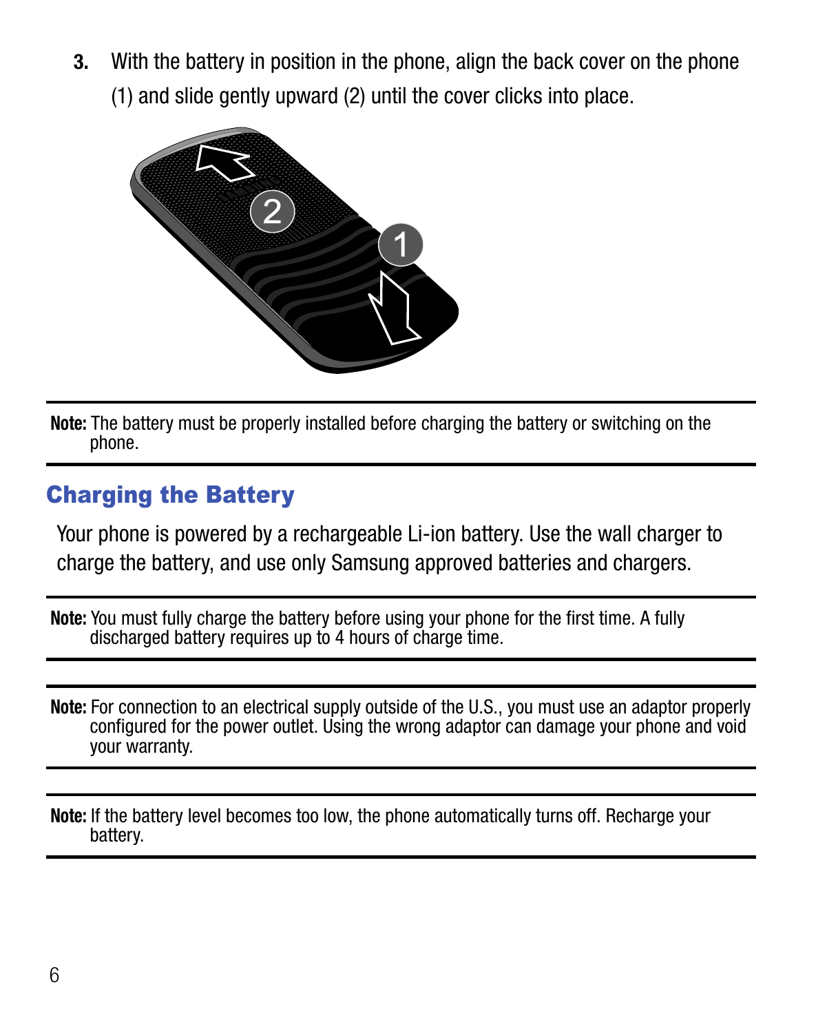3. With the battery in position in the phone, align the back cover on the phone (1) and slide gently upward (2) until the cover clicks into place.

**Note:** The battery must be properly installed before charging the battery or switching on the phone.

## Charging the Battery

Your phone is powered by a rechargeable Li-ion battery. Use the wall charger to charge the battery, and use only Samsung approved batteries and chargers.

**Note:** You must fully charge the battery before using your phone for the first time. A fully discharged battery requires up to 4 hours of charge time.

**Note:** For connection to an electrical supply outside of the U.S., you must use an adaptor properly configured for the power outlet. Using the wrong adaptor can damage your phone and void your warranty.

**Note:** If the battery level becomes too low, the phone automatically turns off. Recharge your battery.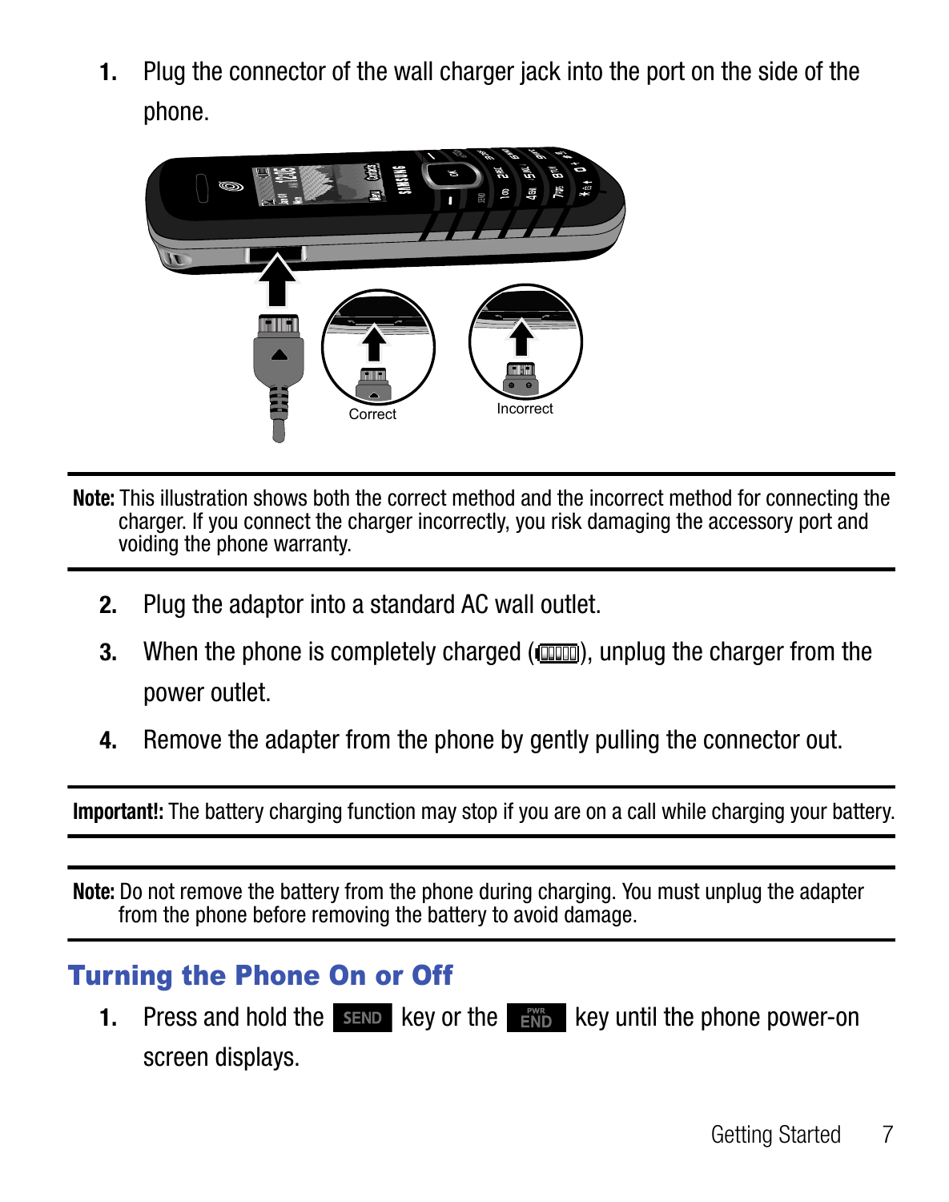1. Plug the connector of the wall charger jack into the port on the side of the phone.

Correct

Incorrect

**Note:** This illustration shows both the correct method and the incorrect method for connecting the charger. If you connect the charger incorrectly, you risk damaging the accessory port and voiding the phone warranty.

2. Plug the adaptor into a standard AC wall outlet.
3. When the phone is completely charged (), unplug the charger from the power outlet.
4. Remove the adapter from the phone by gently pulling the connector out.

**Important!:** The battery charging function may stop if you are on a call while charging your battery.

**Note:** Do not remove the battery from the phone during charging. You must unplug the adapter from the phone before removing the battery to avoid damage.

## Turning the Phone On or Off

1. Press and hold the SEND key or the PWR END key until the phone power-on screen displays.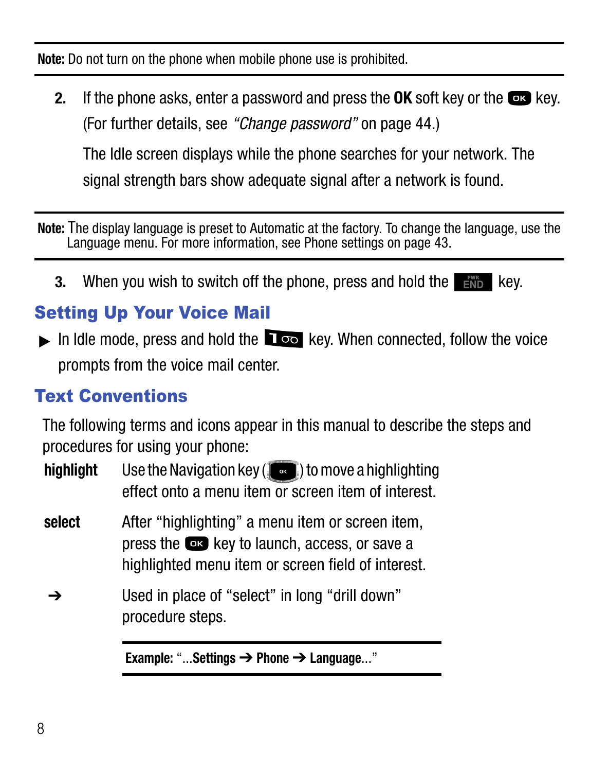**Note:** Do not turn on the phone when mobile phone use is prohibited.

2. If the phone asks, enter a password and press the **OK** soft key or the OK key. (For further details, see *"Change password"* on page 44.)

   The Idle screen displays while the phone searches for your network. The signal strength bars show adequate signal after a network is found.

**Note:** The display language is preset to Automatic at the factory. To change the language, use the Language menu. For more information, see Phone settings on page 43.

3. When you wish to switch off the phone, press and hold the PWR END key.

## Setting Up Your Voice Mail

▶ In Idle mode, press and hold the 1 key. When connected, follow the voice prompts from the voice mail center.

## Text Conventions

The following terms and icons appear in this manual to describe the steps and procedures for using your phone:

**highlight** Use the Navigation key (OK) to move a highlighting effect onto a menu item or screen item of interest.

**select** After "highlighting" a menu item or screen item, press the OK key to launch, access, or save a highlighted menu item or screen field of interest.

**➔** Used in place of "select" in long "drill down" procedure steps.

**Example:** "...**Settings ➔ Phone ➔ Language**..."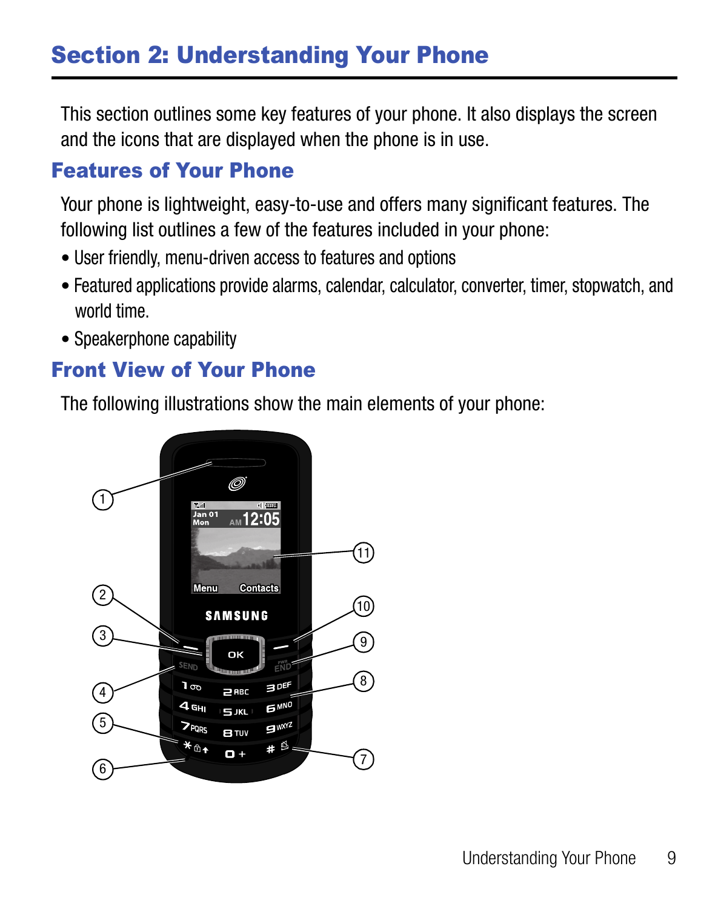# Section 2: Understanding Your Phone

This section outlines some key features of your phone. It also displays the screen and the icons that are displayed when the phone is in use.

## Features of Your Phone

Your phone is lightweight, easy-to-use and offers many significant features. The following list outlines a few of the features included in your phone:

- User friendly, menu-driven access to features and options
- Featured applications provide alarms, calendar, calculator, converter, timer, stopwatch, and world time.
- Speakerphone capability

## Front View of Your Phone

The following illustrations show the main elements of your phone: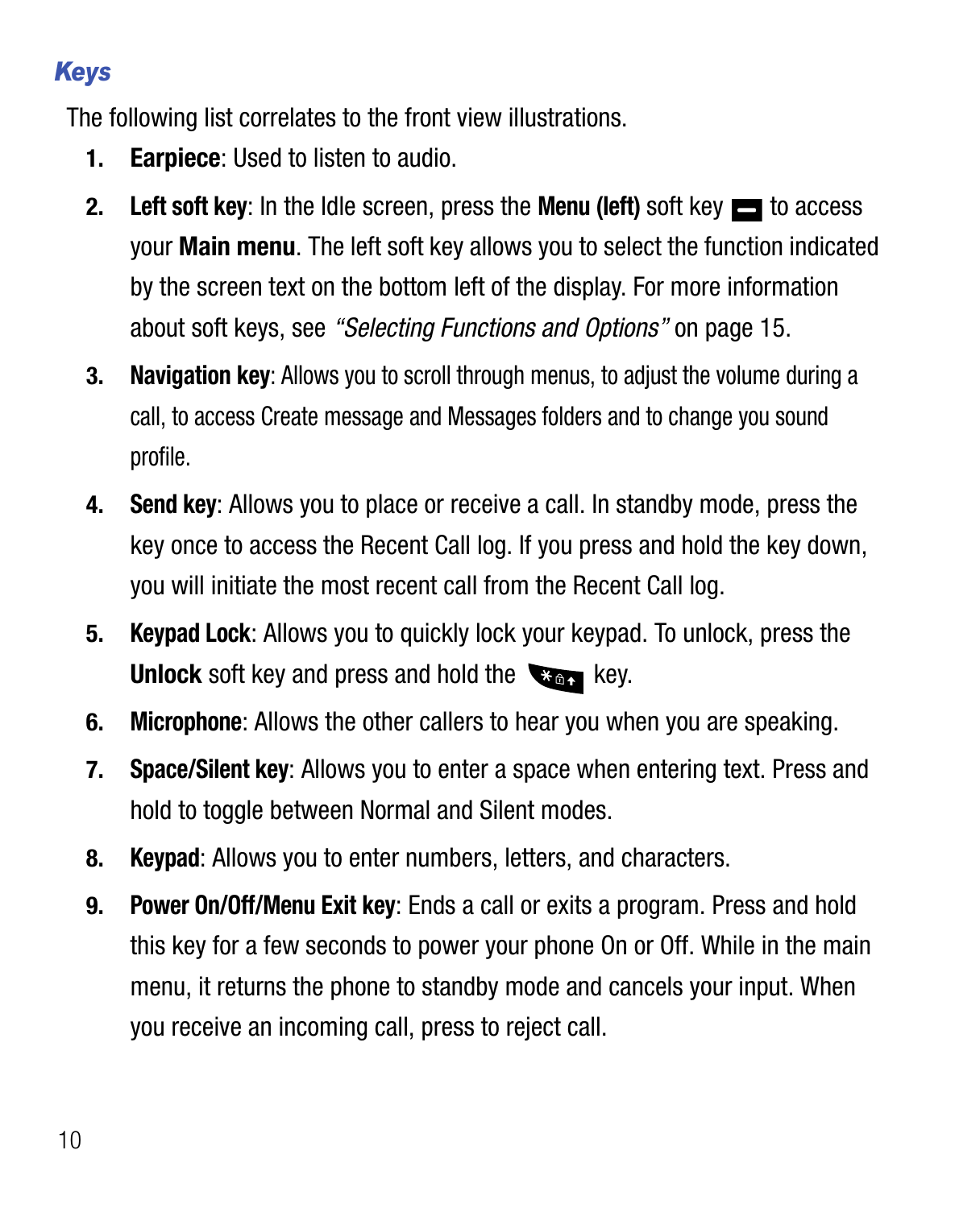### *Keys*

The following list correlates to the front view illustrations.

1. **Earpiece**: Used to listen to audio.
2. **Left soft key**: In the Idle screen, press the **Menu (left)** soft key to access your **Main menu**. The left soft key allows you to select the function indicated by the screen text on the bottom left of the display. For more information about soft keys, see *"Selecting Functions and Options"* on page 15.
3. **Navigation key**: Allows you to scroll through menus, to adjust the volume during a call, to access Create message and Messages folders and to change you sound profile.
4. **Send key**: Allows you to place or receive a call. In standby mode, press the key once to access the Recent Call log. If you press and hold the key down, you will initiate the most recent call from the Recent Call log.
5. **Keypad Lock**: Allows you to quickly lock your keypad. To unlock, press the **Unlock** soft key and press and hold the key.
6. **Microphone**: Allows the other callers to hear you when you are speaking.
7. **Space/Silent key**: Allows you to enter a space when entering text. Press and hold to toggle between Normal and Silent modes.
8. **Keypad**: Allows you to enter numbers, letters, and characters.
9. **Power On/Off/Menu Exit key**: Ends a call or exits a program. Press and hold this key for a few seconds to power your phone On or Off. While in the main menu, it returns the phone to standby mode and cancels your input. When you receive an incoming call, press to reject call.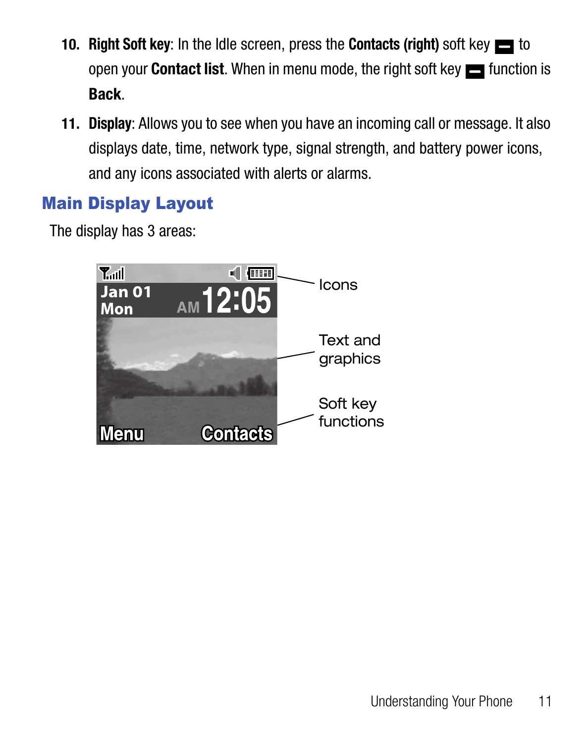10. **Right Soft key**: In the Idle screen, press the **Contacts (right)** soft key to open your **Contact list**. When in menu mode, the right soft key function is **Back**.
11. **Display**: Allows you to see when you have an incoming call or message. It also displays date, time, network type, signal strength, and battery power icons, and any icons associated with alerts or alarms.

## Main Display Layout

The display has 3 areas:

Jan 01
Mon
AM 12:05
Menu
Contacts

Icons

Text and graphics

Soft key functions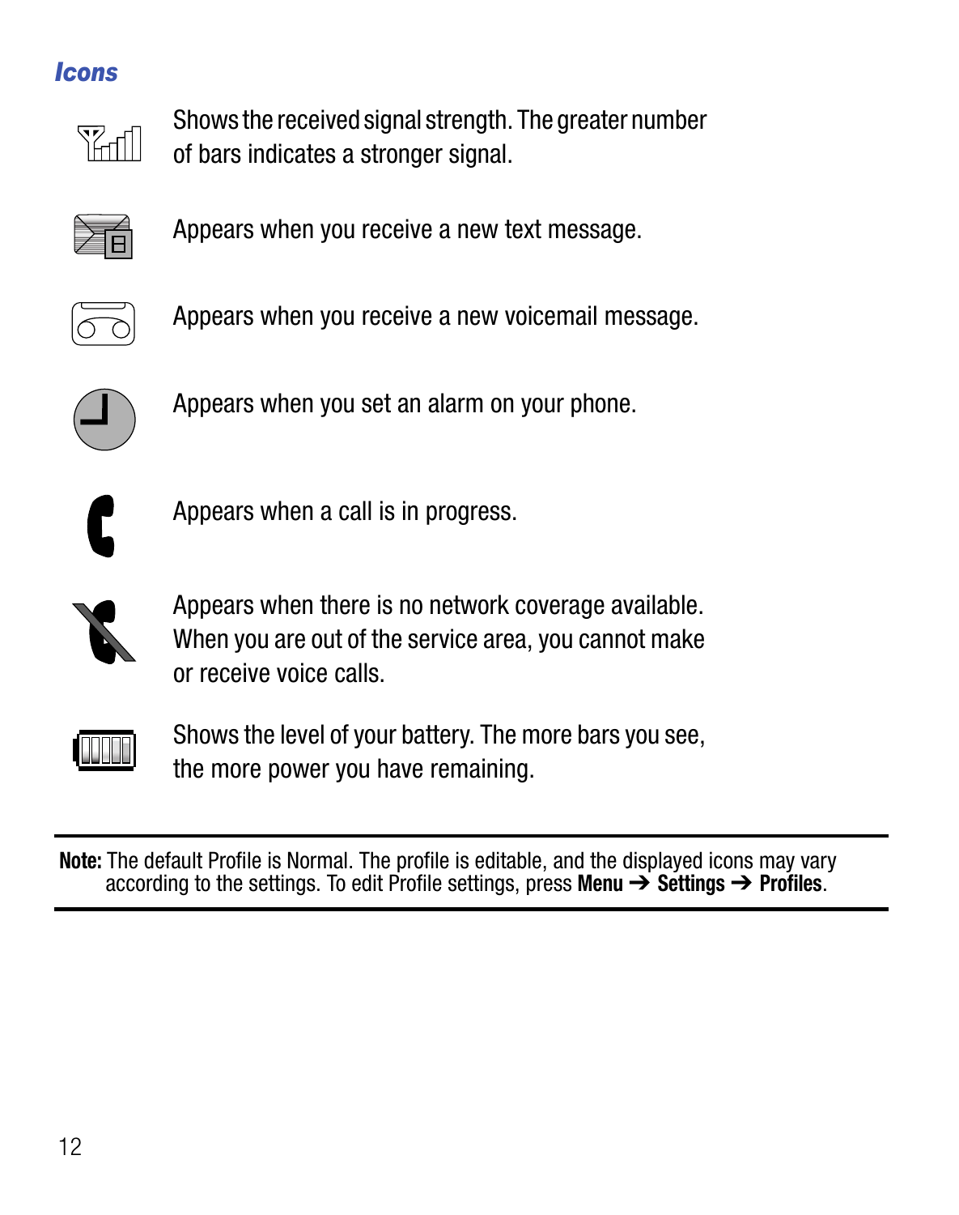### *Icons*

Shows the received signal strength. The greater number of bars indicates a stronger signal.

Appears when you receive a new text message.

Appears when you receive a new voicemail message.

Appears when you set an alarm on your phone.

Appears when a call is in progress.

Appears when there is no network coverage available. When you are out of the service area, you cannot make or receive voice calls.

Shows the level of your battery. The more bars you see, the more power you have remaining.

---

**Note:** The default Profile is Normal. The profile is editable, and the displayed icons may vary according to the settings. To edit Profile settings, press **Menu ➔ Settings ➔ Profiles**.

---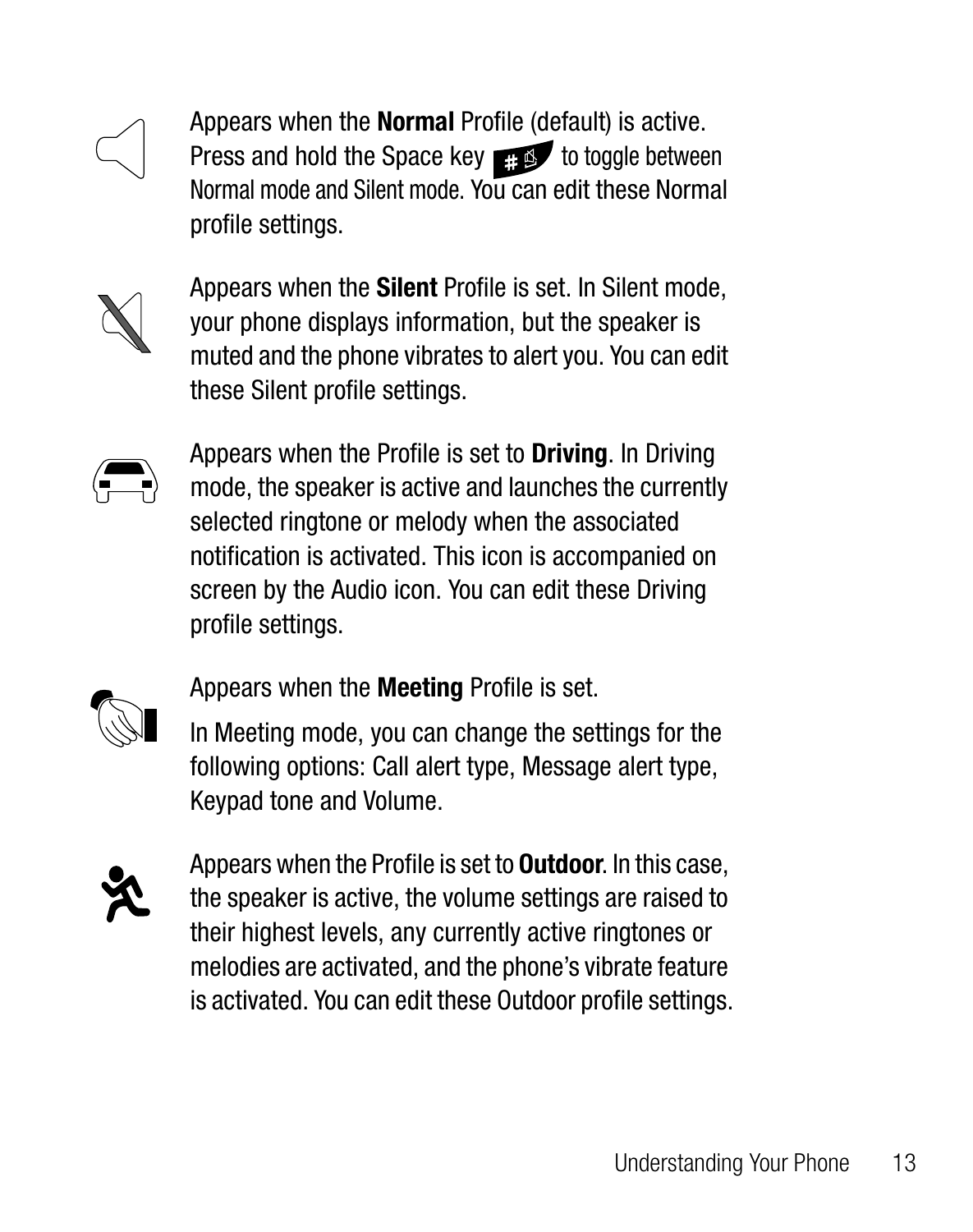Appears when the **Normal** Profile (default) is active. Press and hold the Space key to toggle between Normal mode and Silent mode. You can edit these Normal profile settings.

Appears when the **Silent** Profile is set. In Silent mode, your phone displays information, but the speaker is muted and the phone vibrates to alert you. You can edit these Silent profile settings.

Appears when the Profile is set to **Driving**. In Driving mode, the speaker is active and launches the currently selected ringtone or melody when the associated notification is activated. This icon is accompanied on screen by the Audio icon. You can edit these Driving profile settings.

Appears when the **Meeting** Profile is set.

In Meeting mode, you can change the settings for the following options: Call alert type, Message alert type, Keypad tone and Volume.

Appears when the Profile is set to **Outdoor**. In this case, the speaker is active, the volume settings are raised to their highest levels, any currently active ringtones or melodies are activated, and the phone's vibrate feature is activated. You can edit these Outdoor profile settings.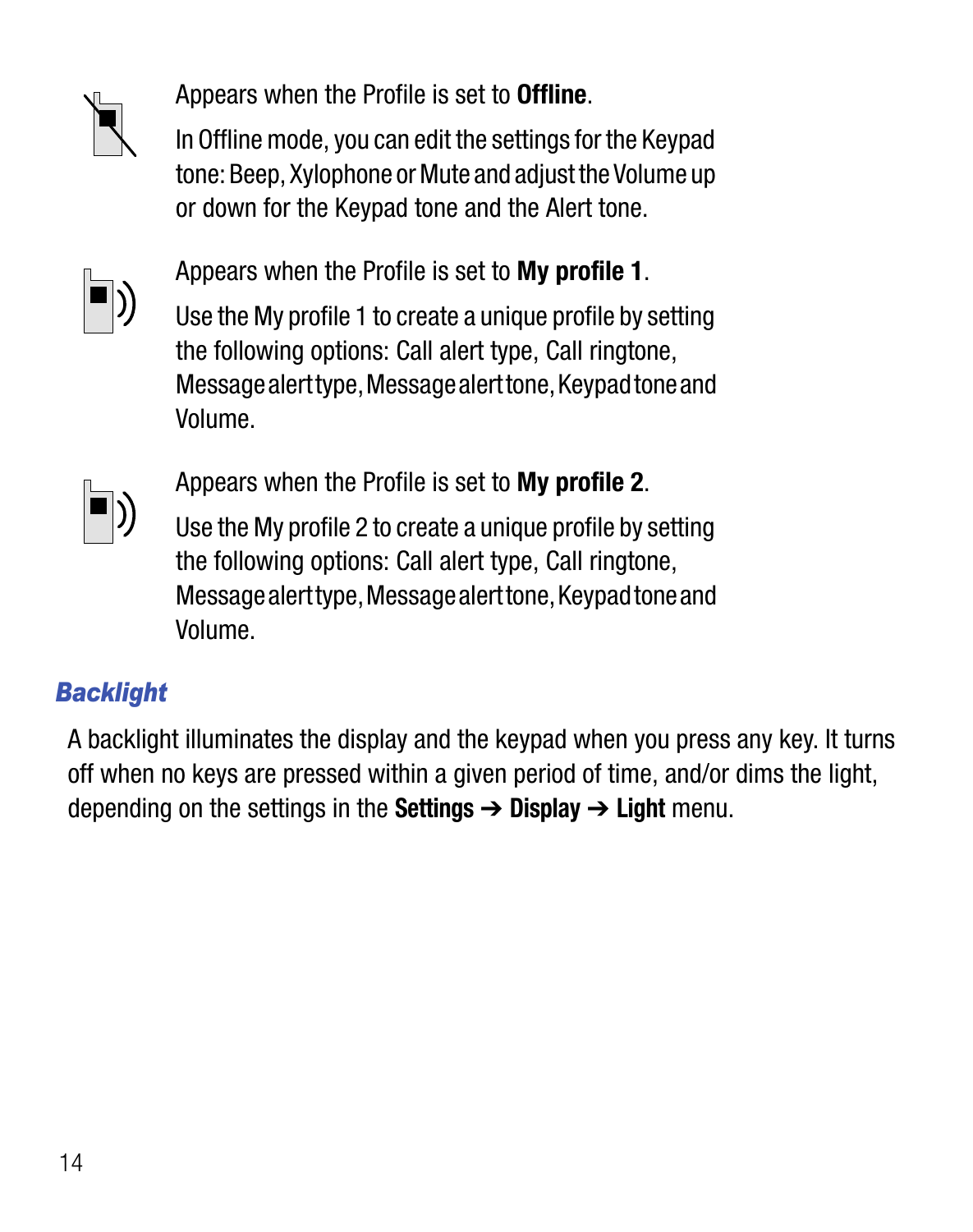Appears when the Profile is set to **Offline**.

In Offline mode, you can edit the settings for the Keypad tone: Beep, Xylophone or Mute and adjust the Volume up or down for the Keypad tone and the Alert tone.

Appears when the Profile is set to **My profile 1**.

Use the My profile 1 to create a unique profile by setting the following options: Call alert type, Call ringtone, Message alert type, Message alert tone, Keypad tone and Volume.

Appears when the Profile is set to **My profile 2**.

Use the My profile 2 to create a unique profile by setting the following options: Call alert type, Call ringtone, Message alert type, Message alert tone, Keypad tone and Volume.

### *Backlight*

A backlight illuminates the display and the keypad when you press any key. It turns off when no keys are pressed within a given period of time, and/or dims the light, depending on the settings in the **Settings ➔ Display ➔ Light** menu.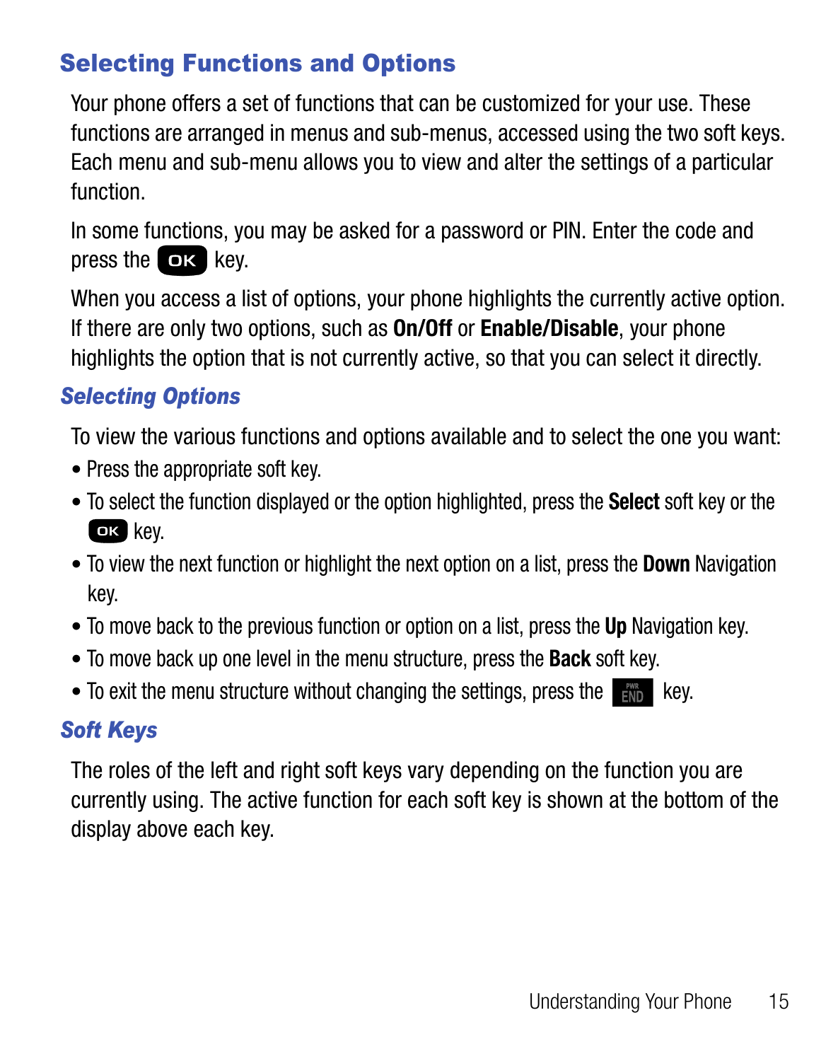## Selecting Functions and Options

Your phone offers a set of functions that can be customized for your use. These functions are arranged in menus and sub-menus, accessed using the two soft keys. Each menu and sub-menu allows you to view and alter the settings of a particular function.

In some functions, you may be asked for a password or PIN. Enter the code and press the OK key.

When you access a list of options, your phone highlights the currently active option. If there are only two options, such as **On/Off** or **Enable/Disable**, your phone highlights the option that is not currently active, so that you can select it directly.

### *Selecting Options*

To view the various functions and options available and to select the one you want:

- Press the appropriate soft key.
- To select the function displayed or the option highlighted, press the **Select** soft key or the OK key.
- To view the next function or highlight the next option on a list, press the **Down** Navigation key.
- To move back to the previous function or option on a list, press the **Up** Navigation key.
- To move back up one level in the menu structure, press the **Back** soft key.
- To exit the menu structure without changing the settings, press the PWR END key.

### *Soft Keys*

The roles of the left and right soft keys vary depending on the function you are currently using. The active function for each soft key is shown at the bottom of the display above each key.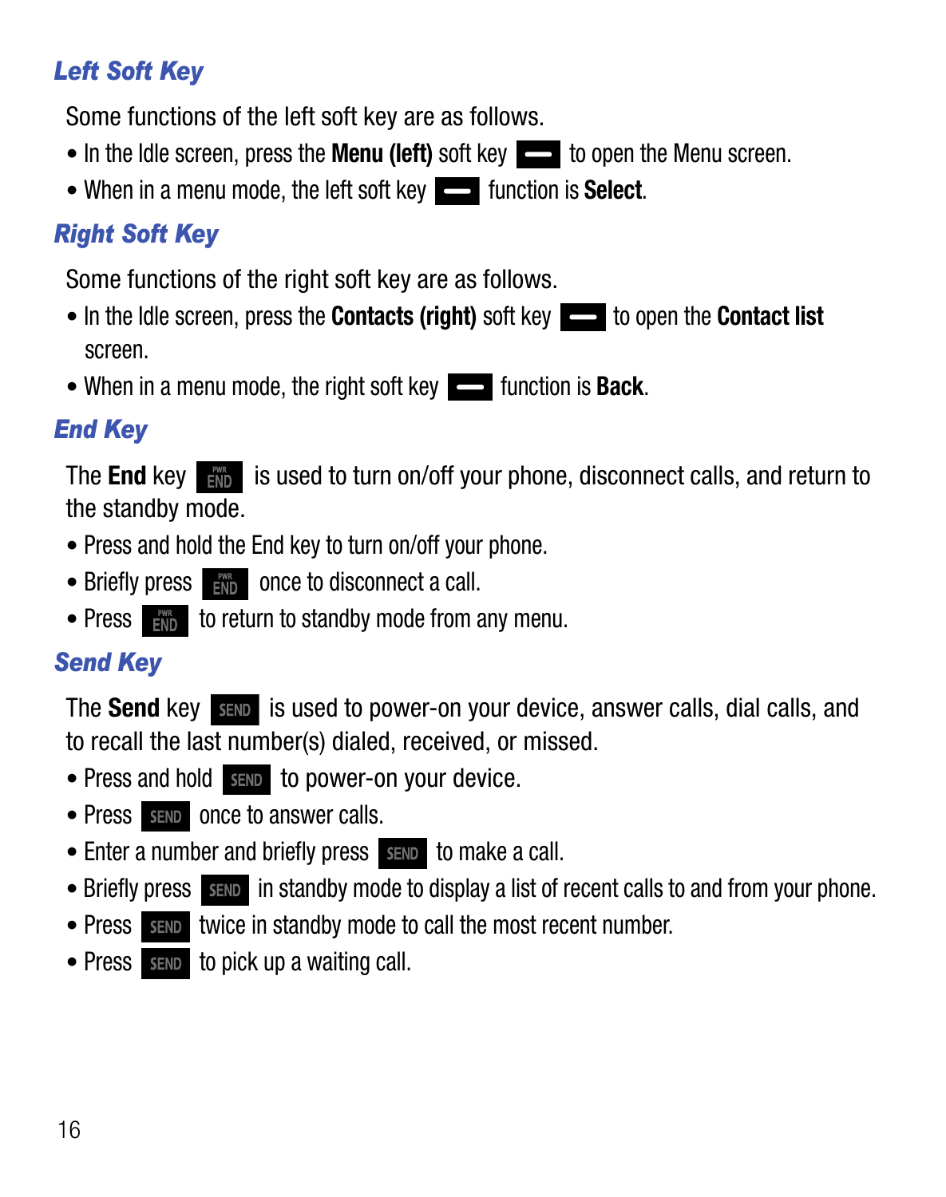### *Left Soft Key*

Some functions of the left soft key are as follows.

- In the Idle screen, press the **Menu (left)** soft key to open the Menu screen.
- When in a menu mode, the left soft key function is **Select**.

### *Right Soft Key*

Some functions of the right soft key are as follows.

- In the Idle screen, press the **Contacts (right)** soft key to open the **Contact list** screen.
- When in a menu mode, the right soft key function is **Back**.

### *End Key*

The **End** key is used to turn on/off your phone, disconnect calls, and return to the standby mode.

- Press and hold the End key to turn on/off your phone.
- Briefly press once to disconnect a call.
- Press to return to standby mode from any menu.

### *Send Key*

The **Send** key is used to power-on your device, answer calls, dial calls, and to recall the last number(s) dialed, received, or missed.

- Press and hold to power-on your device.
- Press once to answer calls.
- Enter a number and briefly press to make a call.
- Briefly press in standby mode to display a list of recent calls to and from your phone.
- Press twice in standby mode to call the most recent number.
- Press to pick up a waiting call.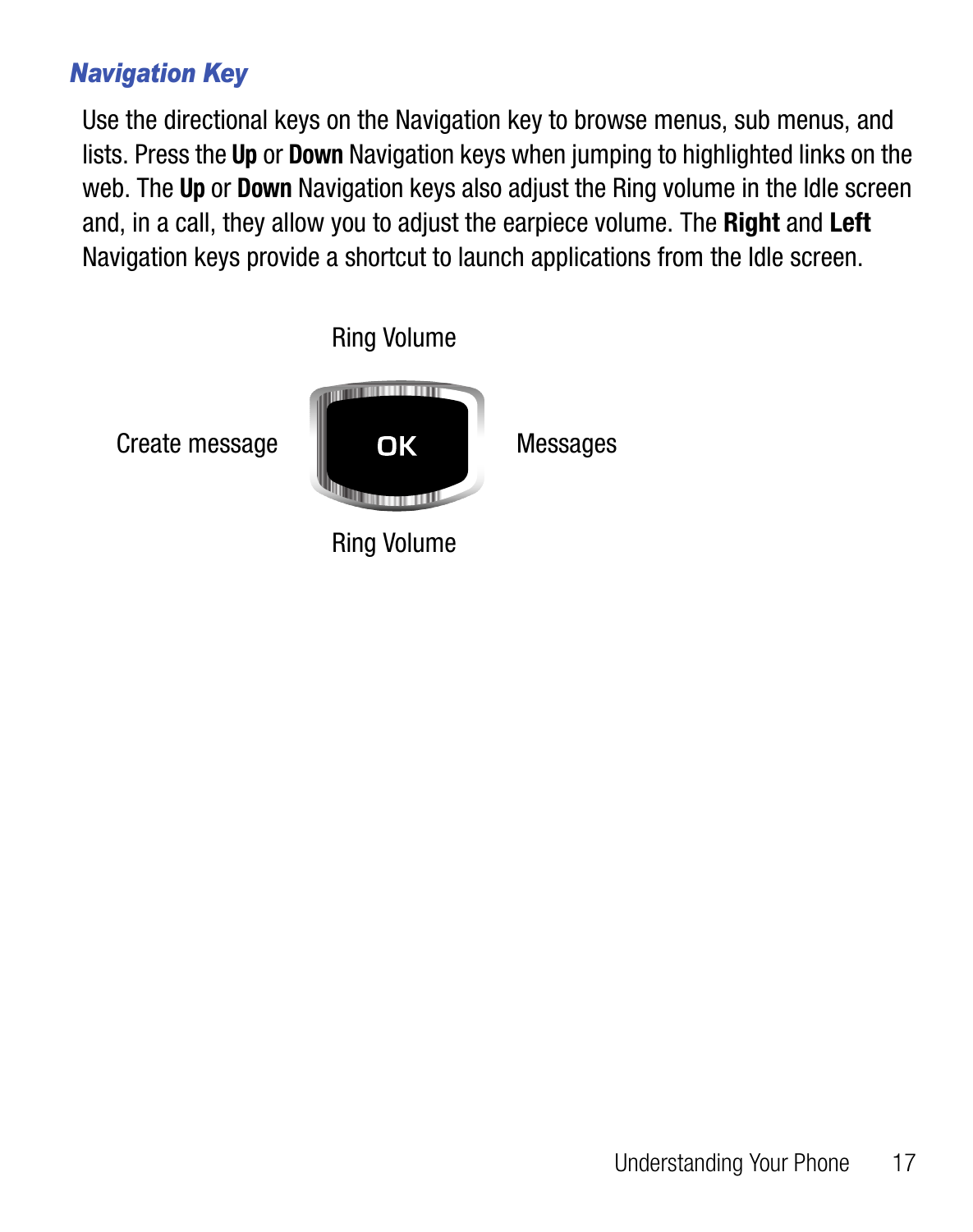### Navigation Key

Use the directional keys on the Navigation key to browse menus, sub menus, and lists. Press the **Up** or **Down** Navigation keys when jumping to highlighted links on the web. The **Up** or **Down** Navigation keys also adjust the Ring volume in the Idle screen and, in a call, they allow you to adjust the earpiece volume. The **Right** and **Left** Navigation keys provide a shortcut to launch applications from the Idle screen.

Ring Volume

Create message

OK

Messages

Ring Volume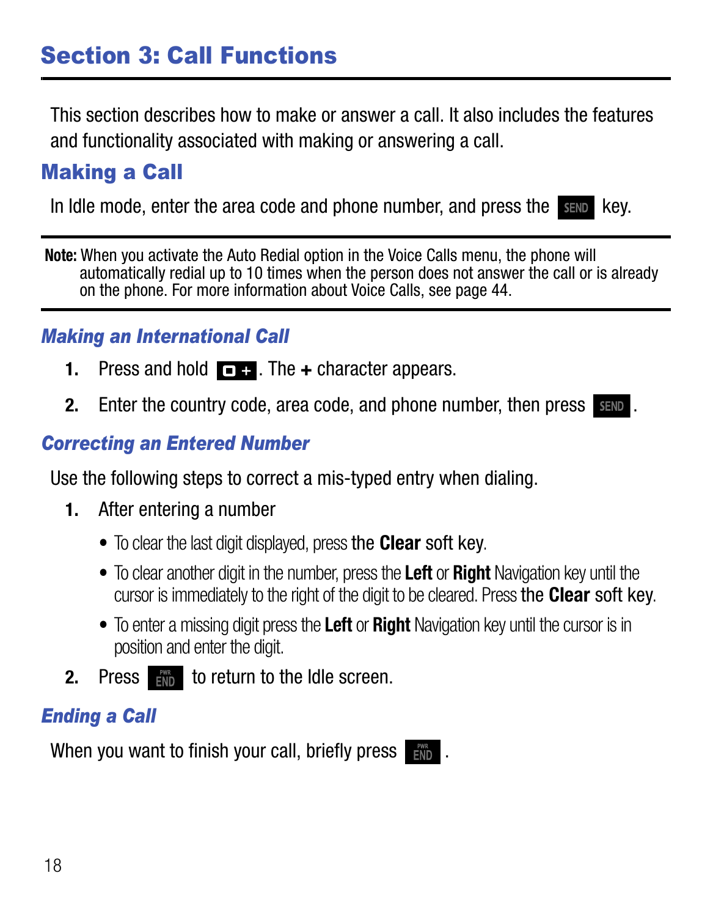# Section 3: Call Functions

This section describes how to make or answer a call. It also includes the features and functionality associated with making or answering a call.

## Making a Call

In Idle mode, enter the area code and phone number, and press the SEND key.

**Note:** When you activate the Auto Redial option in the Voice Calls menu, the phone will automatically redial up to 10 times when the person does not answer the call or is already on the phone. For more information about Voice Calls, see page 44.

### *Making an International Call*

1. Press and hold 0 +. The **+** character appears.
2. Enter the country code, area code, and phone number, then press SEND.

### *Correcting an Entered Number*

Use the following steps to correct a mis-typed entry when dialing.

1. After entering a number
   - To clear the last digit displayed, press the **Clear** soft key.
   - To clear another digit in the number, press the **Left** or **Right** Navigation key until the cursor is immediately to the right of the digit to be cleared. Press the **Clear** soft key.
   - To enter a missing digit press the **Left** or **Right** Navigation key until the cursor is in position and enter the digit.
2. Press PWR END to return to the Idle screen.

### *Ending a Call*

When you want to finish your call, briefly press PWR END.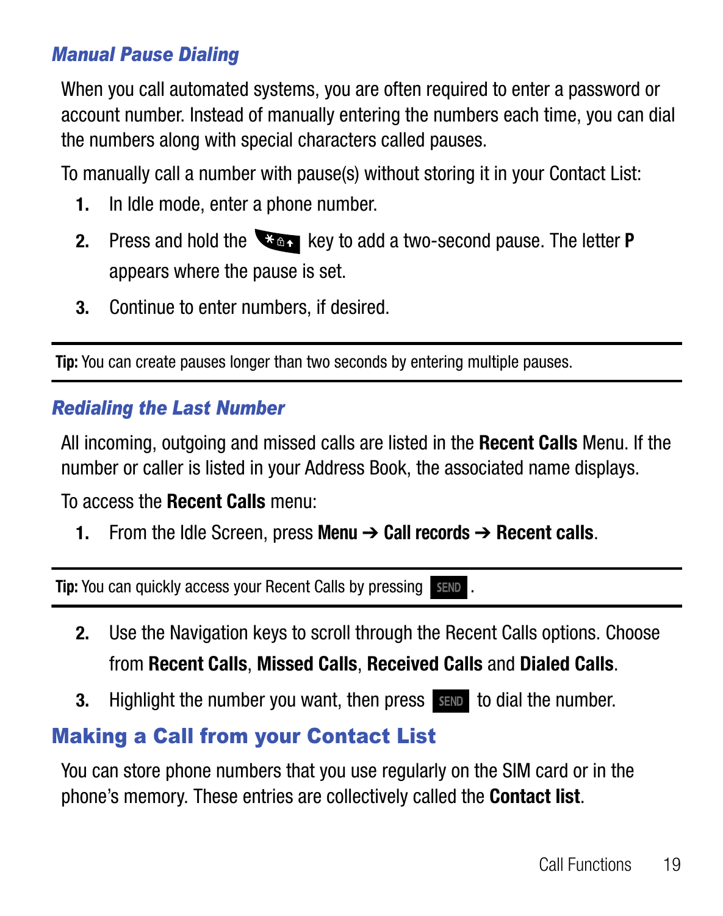### *Manual Pause Dialing*

When you call automated systems, you are often required to enter a password or account number. Instead of manually entering the numbers each time, you can dial the numbers along with special characters called pauses.

To manually call a number with pause(s) without storing it in your Contact List:

1. In Idle mode, enter a phone number.
2. Press and hold the * key to add a two-second pause. The letter **P** appears where the pause is set.
3. Continue to enter numbers, if desired.

---

**Tip:** You can create pauses longer than two seconds by entering multiple pauses.

---

### *Redialing the Last Number*

All incoming, outgoing and missed calls are listed in the **Recent Calls** Menu. If the number or caller is listed in your Address Book, the associated name displays.

To access the **Recent Calls** menu:

1. From the Idle Screen, press **Menu** ➔ **Call records** ➔ **Recent calls**.

---

**Tip:** You can quickly access your Recent Calls by pressing SEND .

---

2. Use the Navigation keys to scroll through the Recent Calls options. Choose from **Recent Calls**, **Missed Calls**, **Received Calls** and **Dialed Calls**.
3. Highlight the number you want, then press SEND to dial the number.

## Making a Call from your Contact List

You can store phone numbers that you use regularly on the SIM card or in the phone's memory. These entries are collectively called the **Contact list**.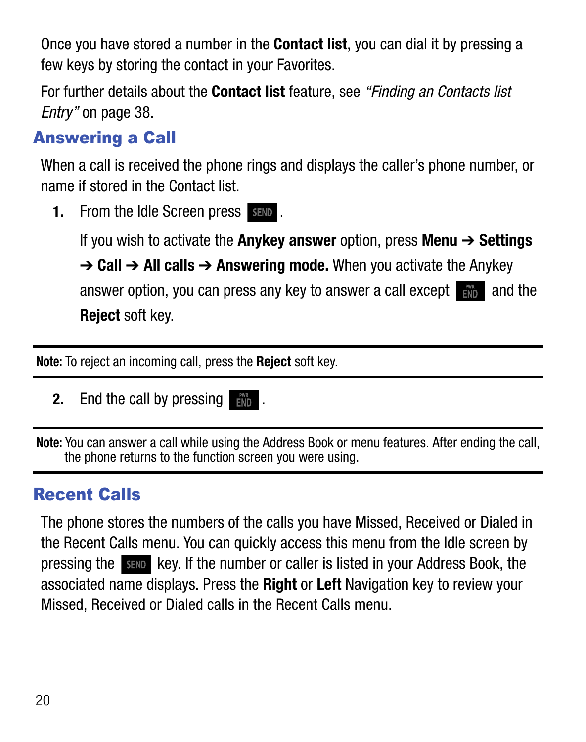Once you have stored a number in the **Contact list**, you can dial it by pressing a few keys by storing the contact in your Favorites.

For further details about the **Contact list** feature, see *"Finding an Contacts list Entry"* on page 38.

## Answering a Call

When a call is received the phone rings and displays the caller's phone number, or name if stored in the Contact list.

1. From the Idle Screen press SEND.

   If you wish to activate the **Anykey answer** option, press **Menu** ➔ **Settings** ➔ **Call** ➔ **All calls** ➔ **Answering mode.** When you activate the Anykey answer option, you can press any key to answer a call except PWR END and the **Reject** soft key.

**Note:** To reject an incoming call, press the **Reject** soft key.

2. End the call by pressing PWR END.

**Note:** You can answer a call while using the Address Book or menu features. After ending the call, the phone returns to the function screen you were using.

## Recent Calls

The phone stores the numbers of the calls you have Missed, Received or Dialed in the Recent Calls menu. You can quickly access this menu from the Idle screen by pressing the SEND key. If the number or caller is listed in your Address Book, the associated name displays. Press the **Right** or **Left** Navigation key to review your Missed, Received or Dialed calls in the Recent Calls menu.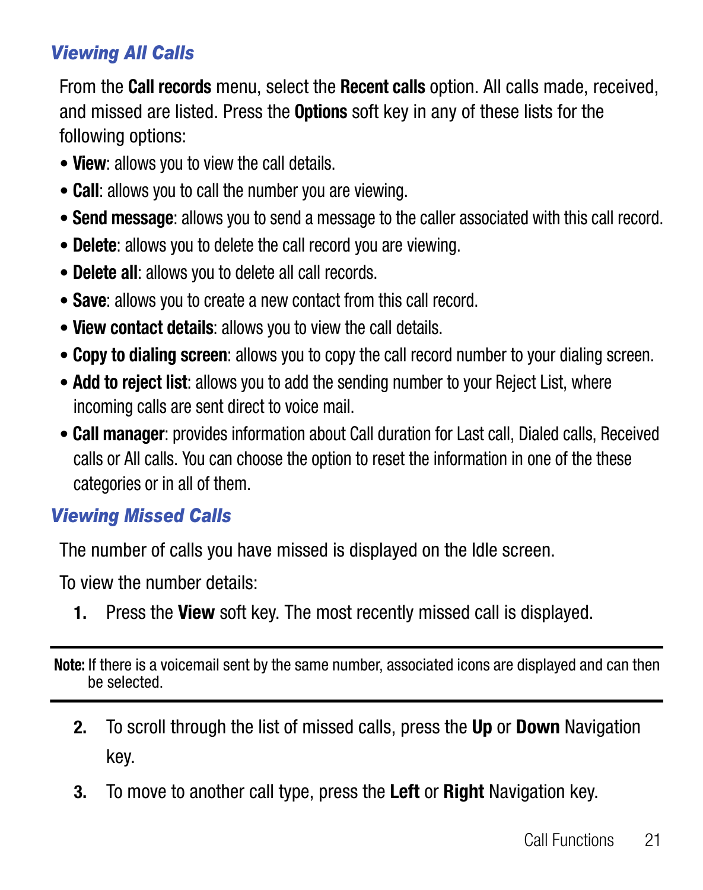### *Viewing All Calls*

From the **Call records** menu, select the **Recent calls** option. All calls made, received, and missed are listed. Press the **Options** soft key in any of these lists for the following options:

- **View**: allows you to view the call details.
- **Call**: allows you to call the number you are viewing.
- **Send message**: allows you to send a message to the caller associated with this call record.
- **Delete**: allows you to delete the call record you are viewing.
- **Delete all**: allows you to delete all call records.
- **Save**: allows you to create a new contact from this call record.
- **View contact details**: allows you to view the call details.
- **Copy to dialing screen**: allows you to copy the call record number to your dialing screen.
- **Add to reject list**: allows you to add the sending number to your Reject List, where incoming calls are sent direct to voice mail.
- **Call manager**: provides information about Call duration for Last call, Dialed calls, Received calls or All calls. You can choose the option to reset the information in one of the these categories or in all of them.

### *Viewing Missed Calls*

The number of calls you have missed is displayed on the Idle screen.

To view the number details:

1. Press the **View** soft key. The most recently missed call is displayed.

---

**Note:** If there is a voicemail sent by the same number, associated icons are displayed and can then be selected.

---

2. To scroll through the list of missed calls, press the **Up** or **Down** Navigation key.
3. To move to another call type, press the **Left** or **Right** Navigation key.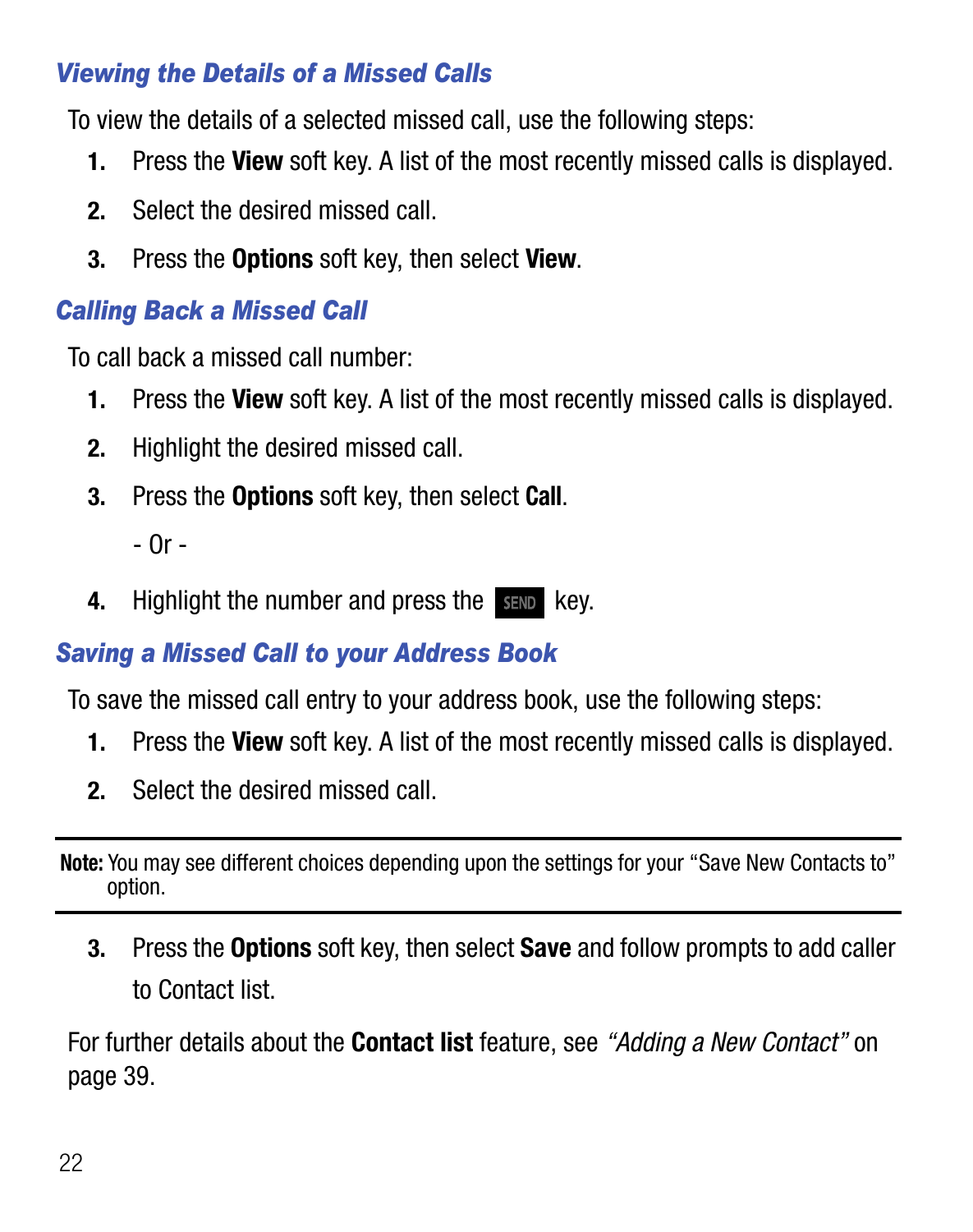### *Viewing the Details of a Missed Calls*

To view the details of a selected missed call, use the following steps:

1. Press the **View** soft key. A list of the most recently missed calls is displayed.
2. Select the desired missed call.
3. Press the **Options** soft key, then select **View**.

### *Calling Back a Missed Call*

To call back a missed call number:

1. Press the **View** soft key. A list of the most recently missed calls is displayed.
2. Highlight the desired missed call.
3. Press the **Options** soft key, then select **Call**.

   - Or -

4. Highlight the number and press the SEND key.

### *Saving a Missed Call to your Address Book*

To save the missed call entry to your address book, use the following steps:

1. Press the **View** soft key. A list of the most recently missed calls is displayed.
2. Select the desired missed call.

---

**Note:** You may see different choices depending upon the settings for your "Save New Contacts to" option.

---

3. Press the **Options** soft key, then select **Save** and follow prompts to add caller to Contact list.

For further details about the **Contact list** feature, see *"Adding a New Contact"* on page 39.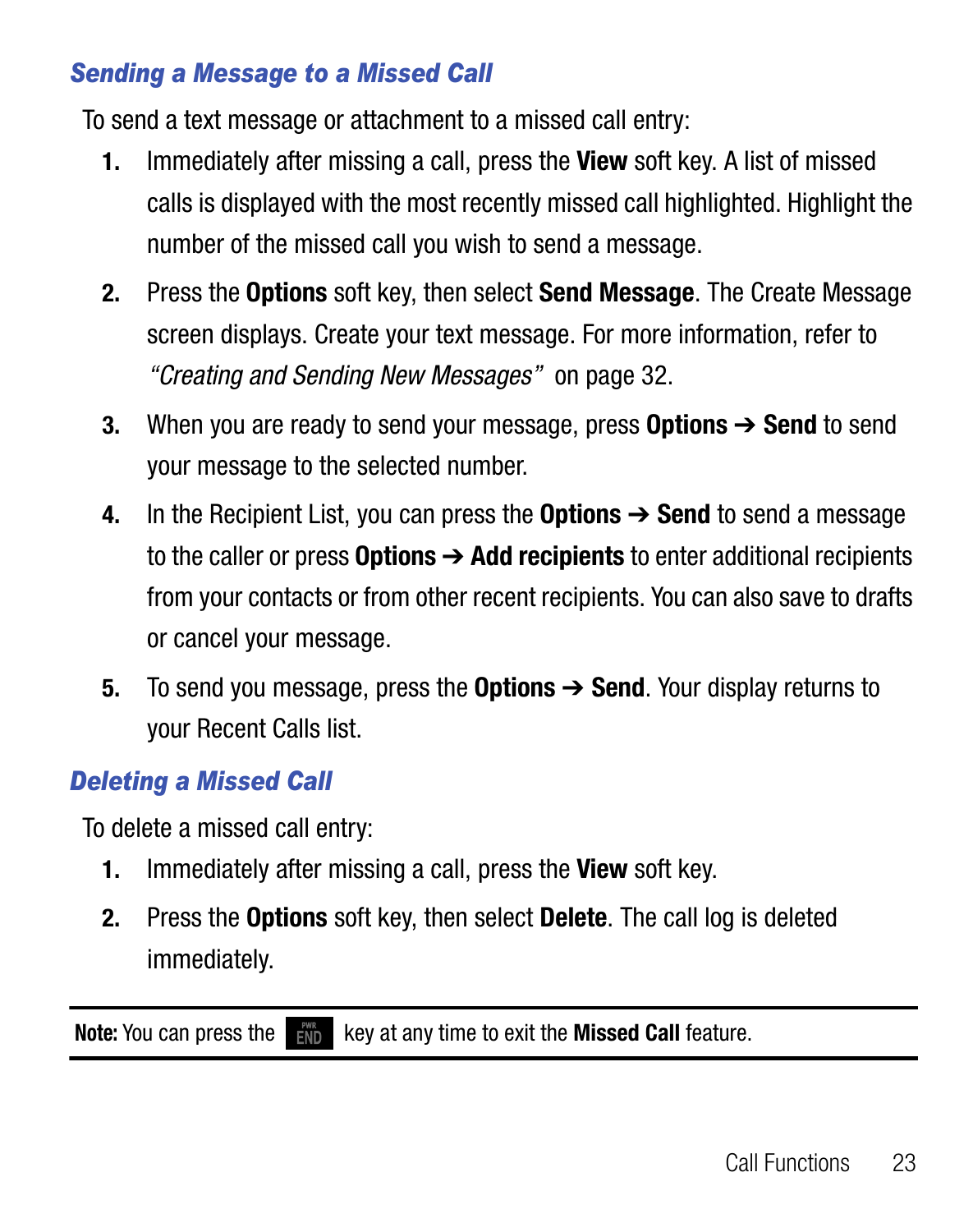### Sending a Message to a Missed Call

To send a text message or attachment to a missed call entry:

1. Immediately after missing a call, press the **View** soft key. A list of missed calls is displayed with the most recently missed call highlighted. Highlight the number of the missed call you wish to send a message.
2. Press the **Options** soft key, then select **Send Message**. The Create Message screen displays. Create your text message. For more information, refer to *"Creating and Sending New Messages"* on page 32.
3. When you are ready to send your message, press **Options** ➔ **Send** to send your message to the selected number.
4. In the Recipient List, you can press the **Options** ➔ **Send** to send a message to the caller or press **Options** ➔ **Add recipients** to enter additional recipients from your contacts or from other recent recipients. You can also save to drafts or cancel your message.
5. To send you message, press the **Options** ➔ **Send**. Your display returns to your Recent Calls list.

### Deleting a Missed Call

To delete a missed call entry:

1. Immediately after missing a call, press the **View** soft key.
2. Press the **Options** soft key, then select **Delete**. The call log is deleted immediately.

**Note:** You can press the PWR END key at any time to exit the **Missed Call** feature.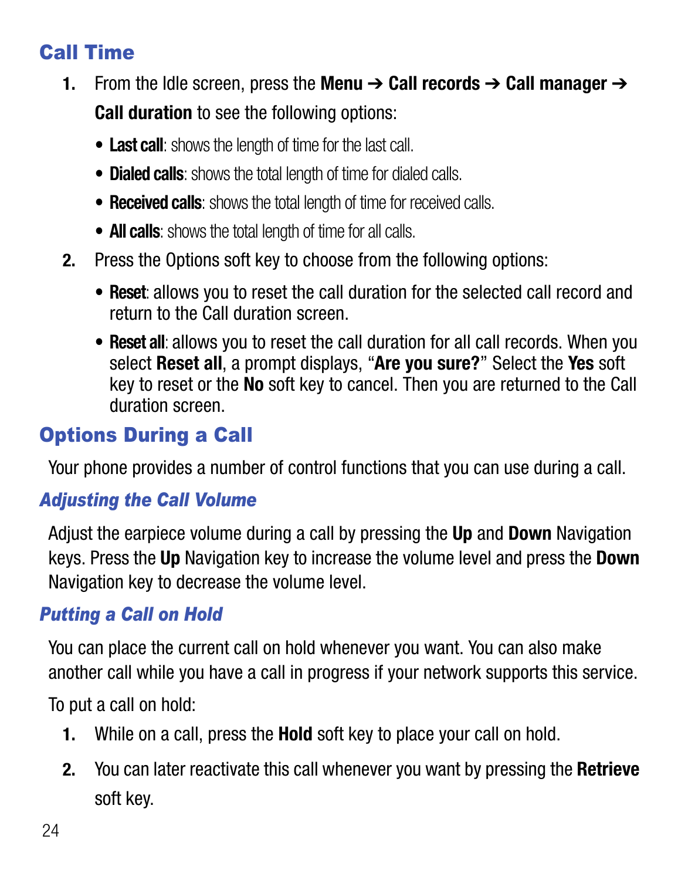## Call Time

1. From the Idle screen, press the **Menu ➔ Call records ➔ Call manager ➔ Call duration** to see the following options:
   - **Last call**: shows the length of time for the last call.
   - **Dialed calls**: shows the total length of time for dialed calls.
   - **Received calls**: shows the total length of time for received calls.
   - **All calls**: shows the total length of time for all calls.
2. Press the Options soft key to choose from the following options:
   - **Reset**: allows you to reset the call duration for the selected call record and return to the Call duration screen.
   - **Reset all**: allows you to reset the call duration for all call records. When you select **Reset all**, a prompt displays, "**Are you sure?**" Select the **Yes** soft key to reset or the **No** soft key to cancel. Then you are returned to the Call duration screen.

## Options During a Call

Your phone provides a number of control functions that you can use during a call.

### *Adjusting the Call Volume*

Adjust the earpiece volume during a call by pressing the **Up** and **Down** Navigation keys. Press the **Up** Navigation key to increase the volume level and press the **Down** Navigation key to decrease the volume level.

### *Putting a Call on Hold*

You can place the current call on hold whenever you want. You can also make another call while you have a call in progress if your network supports this service.

To put a call on hold:

1. While on a call, press the **Hold** soft key to place your call on hold.
2. You can later reactivate this call whenever you want by pressing the **Retrieve** soft key.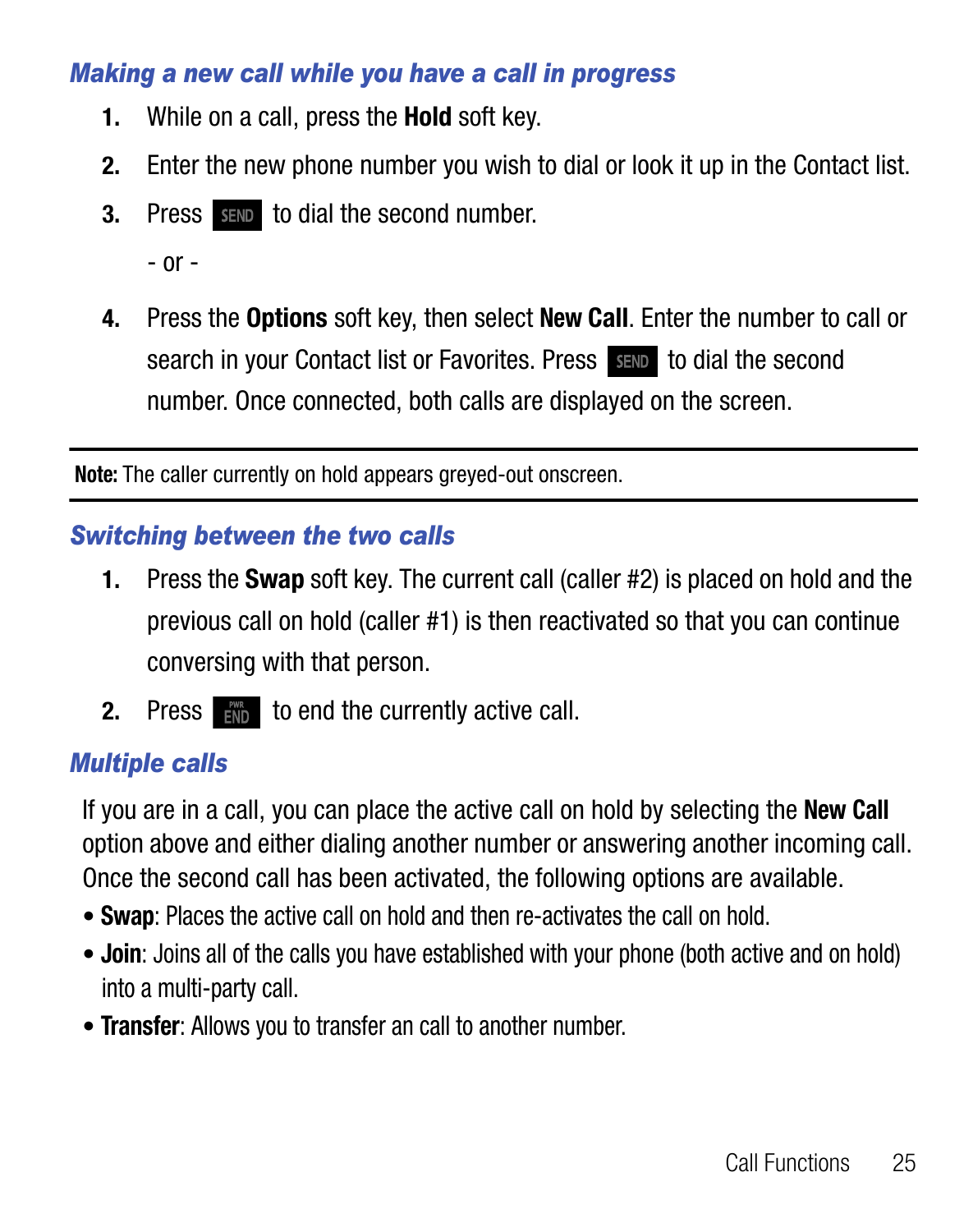### Making a new call while you have a call in progress

1. While on a call, press the **Hold** soft key.
2. Enter the new phone number you wish to dial or look it up in the Contact list.
3. Press SEND to dial the second number.

   - or -

4. Press the **Options** soft key, then select **New Call**. Enter the number to call or search in your Contact list or Favorites. Press SEND to dial the second number. Once connected, both calls are displayed on the screen.

---

**Note:** The caller currently on hold appears greyed-out onscreen.

---

### Switching between the two calls

1. Press the **Swap** soft key. The current call (caller #2) is placed on hold and the previous call on hold (caller #1) is then reactivated so that you can continue conversing with that person.
2. Press PWR END to end the currently active call.

### Multiple calls

If you are in a call, you can place the active call on hold by selecting the **New Call** option above and either dialing another number or answering another incoming call. Once the second call has been activated, the following options are available.

- **Swap**: Places the active call on hold and then re-activates the call on hold.
- **Join**: Joins all of the calls you have established with your phone (both active and on hold) into a multi-party call.
- **Transfer**: Allows you to transfer an call to another number.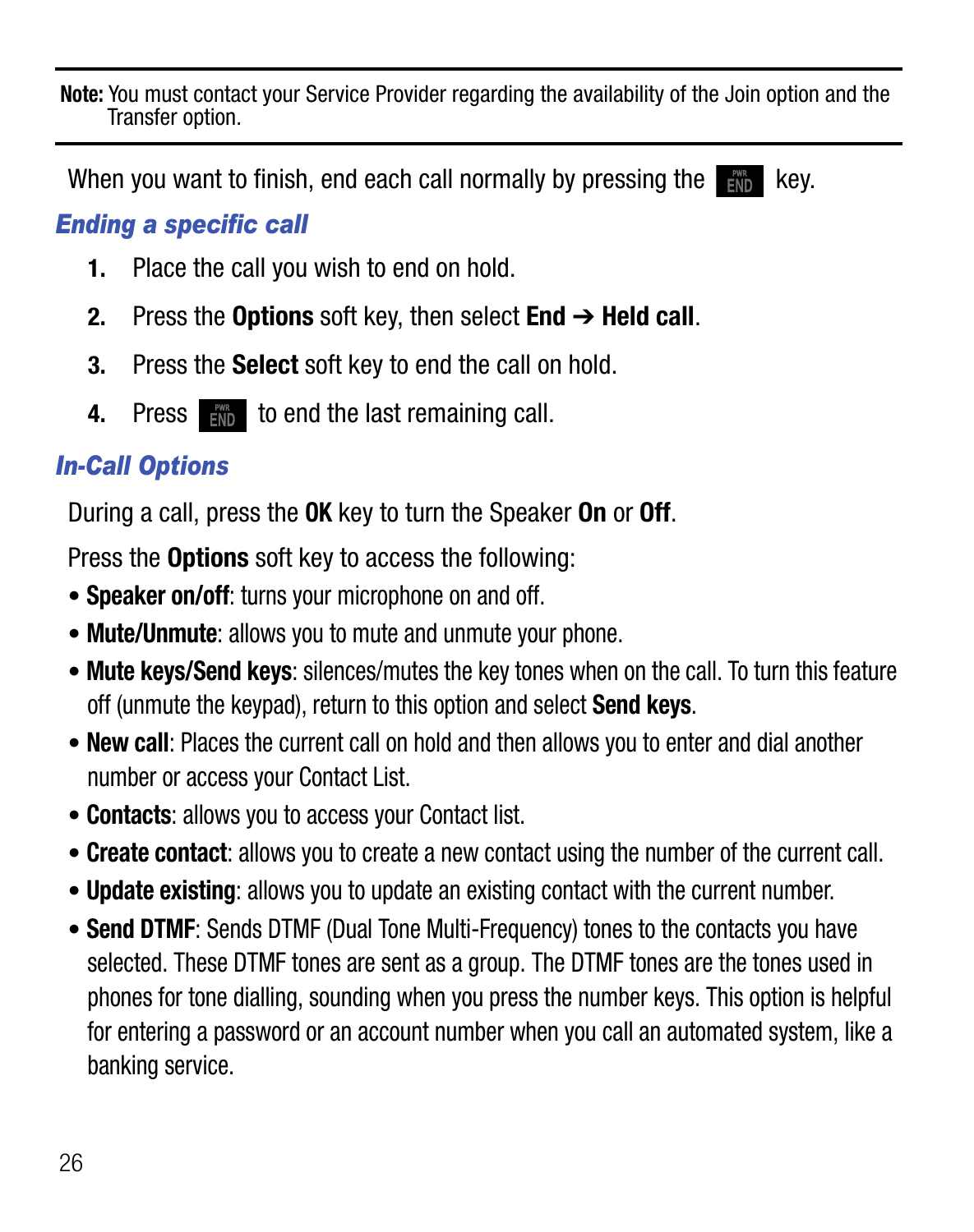**Note:** You must contact your Service Provider regarding the availability of the Join option and the Transfer option.

When you want to finish, end each call normally by pressing the END key.

### *Ending a specific call*

1. Place the call you wish to end on hold.
2. Press the **Options** soft key, then select **End ➔ Held call**.
3. Press the **Select** soft key to end the call on hold.
4. Press END to end the last remaining call.

### *In-Call Options*

During a call, press the **OK** key to turn the Speaker **On** or **Off**.

Press the **Options** soft key to access the following:

- **Speaker on/off**: turns your microphone on and off.
- **Mute/Unmute**: allows you to mute and unmute your phone.
- **Mute keys/Send keys**: silences/mutes the key tones when on the call. To turn this feature off (unmute the keypad), return to this option and select **Send keys**.
- **New call**: Places the current call on hold and then allows you to enter and dial another number or access your Contact List.
- **Contacts**: allows you to access your Contact list.
- **Create contact**: allows you to create a new contact using the number of the current call.
- **Update existing**: allows you to update an existing contact with the current number.
- **Send DTMF**: Sends DTMF (Dual Tone Multi-Frequency) tones to the contacts you have selected. These DTMF tones are sent as a group. The DTMF tones are the tones used in phones for tone dialling, sounding when you press the number keys. This option is helpful for entering a password or an account number when you call an automated system, like a banking service.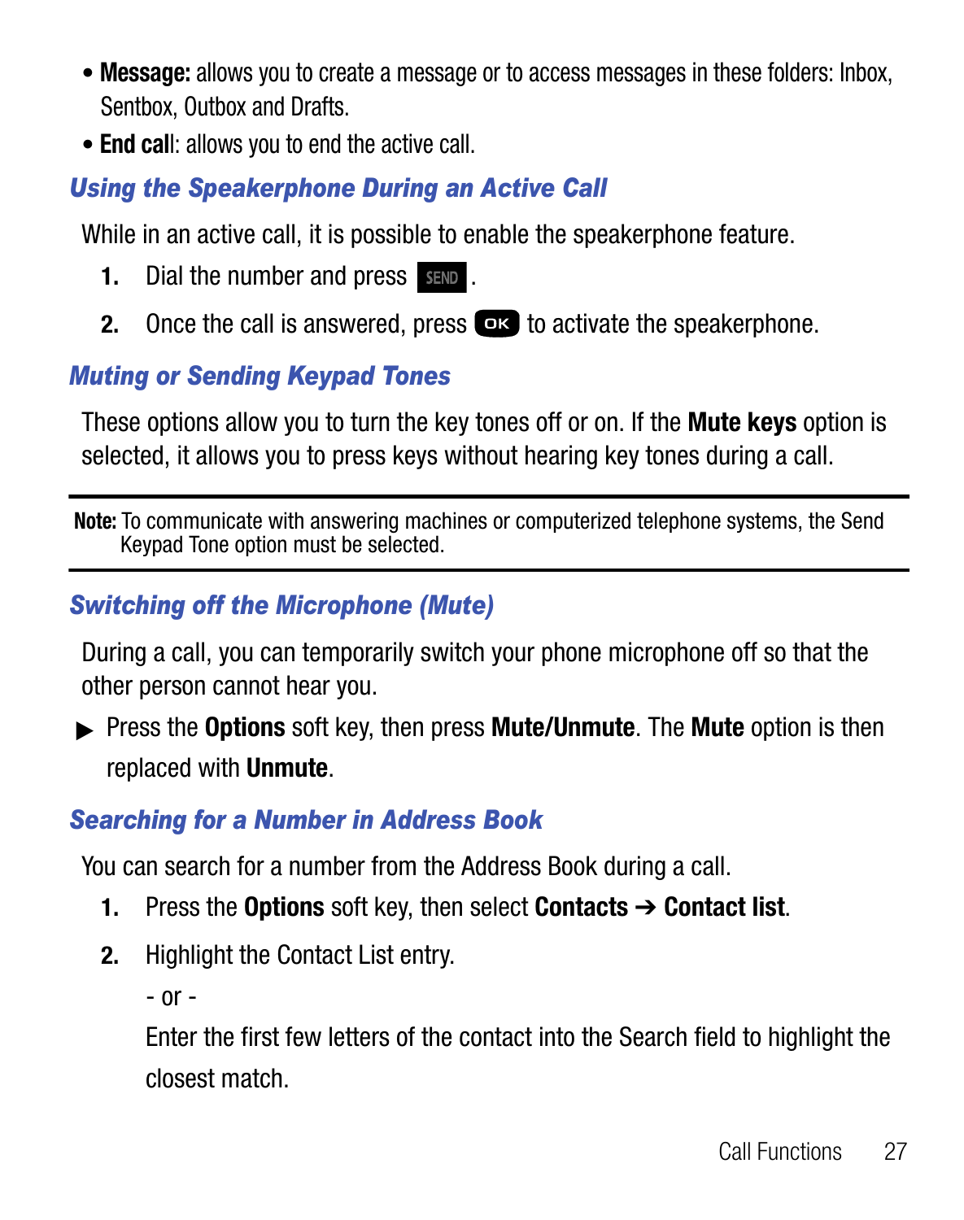- **Message:** allows you to create a message or to access messages in these folders: Inbox, Sentbox, Outbox and Drafts.
- **End call**: allows you to end the active call.

### *Using the Speakerphone During an Active Call*

While in an active call, it is possible to enable the speakerphone feature.

1. Dial the number and press SEND.
2. Once the call is answered, press OK to activate the speakerphone.

### *Muting or Sending Keypad Tones*

These options allow you to turn the key tones off or on. If the **Mute keys** option is selected, it allows you to press keys without hearing key tones during a call.

---

**Note:** To communicate with answering machines or computerized telephone systems, the Send Keypad Tone option must be selected.

---

### *Switching off the Microphone (Mute)*

During a call, you can temporarily switch your phone microphone off so that the other person cannot hear you.

▶ Press the **Options** soft key, then press **Mute/Unmute**. The **Mute** option is then replaced with **Unmute**.

### *Searching for a Number in Address Book*

You can search for a number from the Address Book during a call.

1. Press the **Options** soft key, then select **Contacts ➔ Contact list**.
2. Highlight the Contact List entry.

   - or -

   Enter the first few letters of the contact into the Search field to highlight the closest match.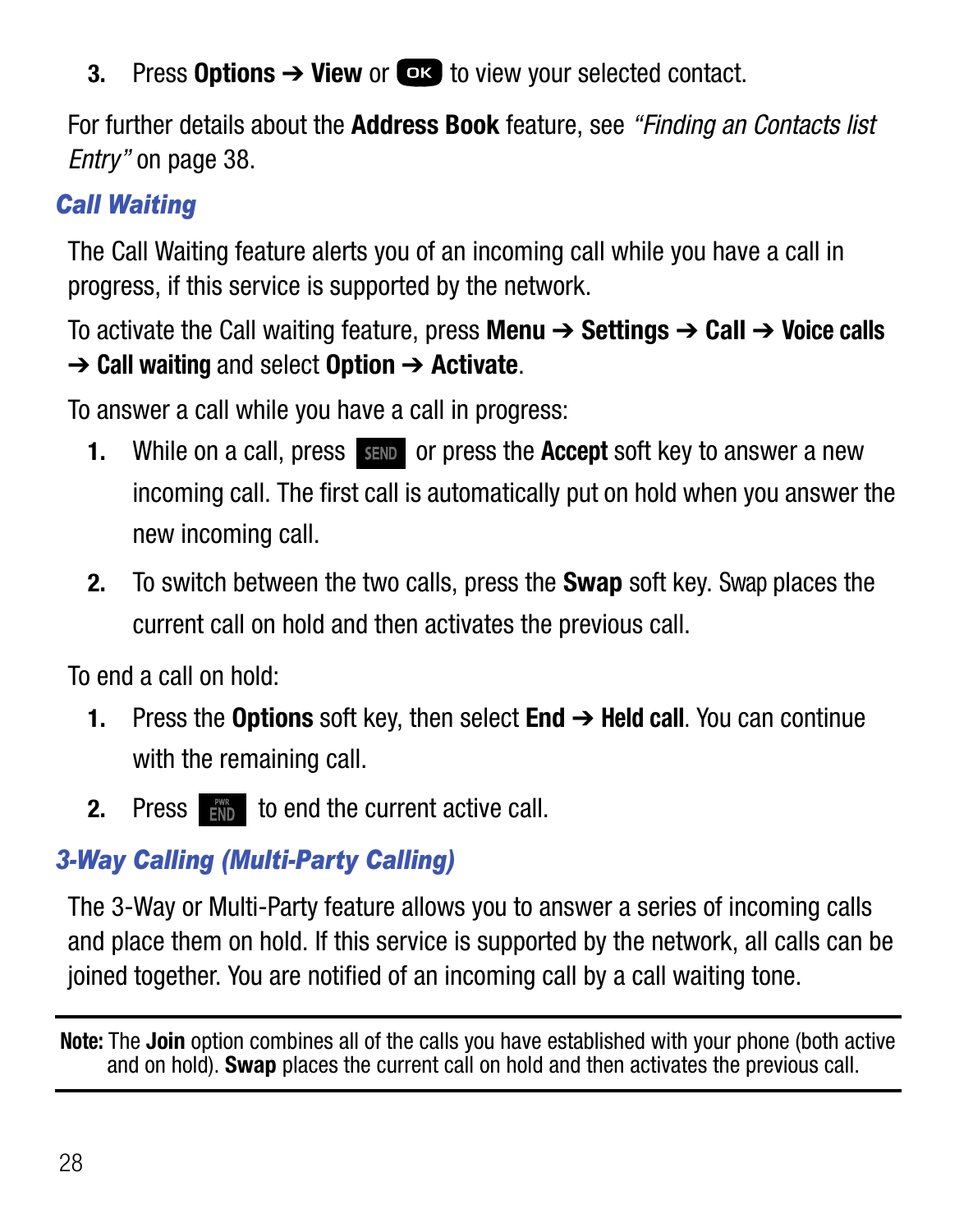3. Press **Options** ➔ **View** or OK to view your selected contact.

For further details about the **Address Book** feature, see *"Finding an Contacts list Entry"* on page 38.

## Call Waiting

The Call Waiting feature alerts you of an incoming call while you have a call in progress, if this service is supported by the network.

To activate the Call waiting feature, press **Menu** ➔ **Settings** ➔ **Call** ➔ **Voice calls** ➔ **Call waiting** and select **Option** ➔ **Activate**.

To answer a call while you have a call in progress:

1. While on a call, press SEND or press the **Accept** soft key to answer a new incoming call. The first call is automatically put on hold when you answer the new incoming call.
2. To switch between the two calls, press the **Swap** soft key. Swap places the current call on hold and then activates the previous call.

To end a call on hold:

1. Press the **Options** soft key, then select **End** ➔ **Held call**. You can continue with the remaining call.
2. Press PWR END to end the current active call.

## 3-Way Calling (Multi-Party Calling)

The 3-Way or Multi-Party feature allows you to answer a series of incoming calls and place them on hold. If this service is supported by the network, all calls can be joined together. You are notified of an incoming call by a call waiting tone.

**Note:** The **Join** option combines all of the calls you have established with your phone (both active and on hold). **Swap** places the current call on hold and then activates the previous call.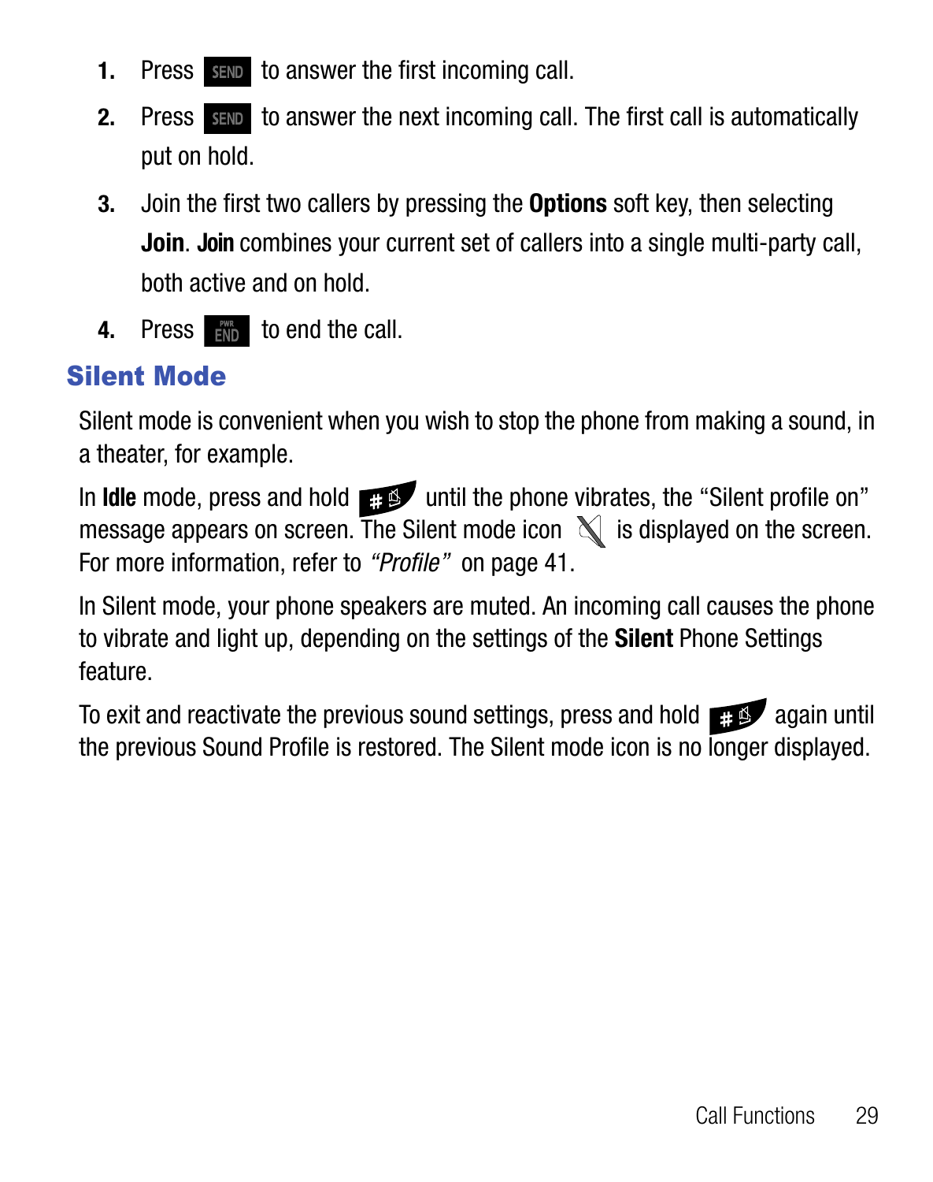1. Press SEND to answer the first incoming call.
2. Press SEND to answer the next incoming call. The first call is automatically put on hold.
3. Join the first two callers by pressing the **Options** soft key, then selecting **Join**. **Join** combines your current set of callers into a single multi-party call, both active and on hold.
4. Press PWR END to end the call.

## Silent Mode

Silent mode is convenient when you wish to stop the phone from making a sound, in a theater, for example.

In **Idle** mode, press and hold # until the phone vibrates, the “Silent profile on” message appears on screen. The Silent mode icon is displayed on the screen. For more information, refer to *“Profile”* on page 41.

In Silent mode, your phone speakers are muted. An incoming call causes the phone to vibrate and light up, depending on the settings of the **Silent** Phone Settings feature.

To exit and reactivate the previous sound settings, press and hold # again until the previous Sound Profile is restored. The Silent mode icon is no longer displayed.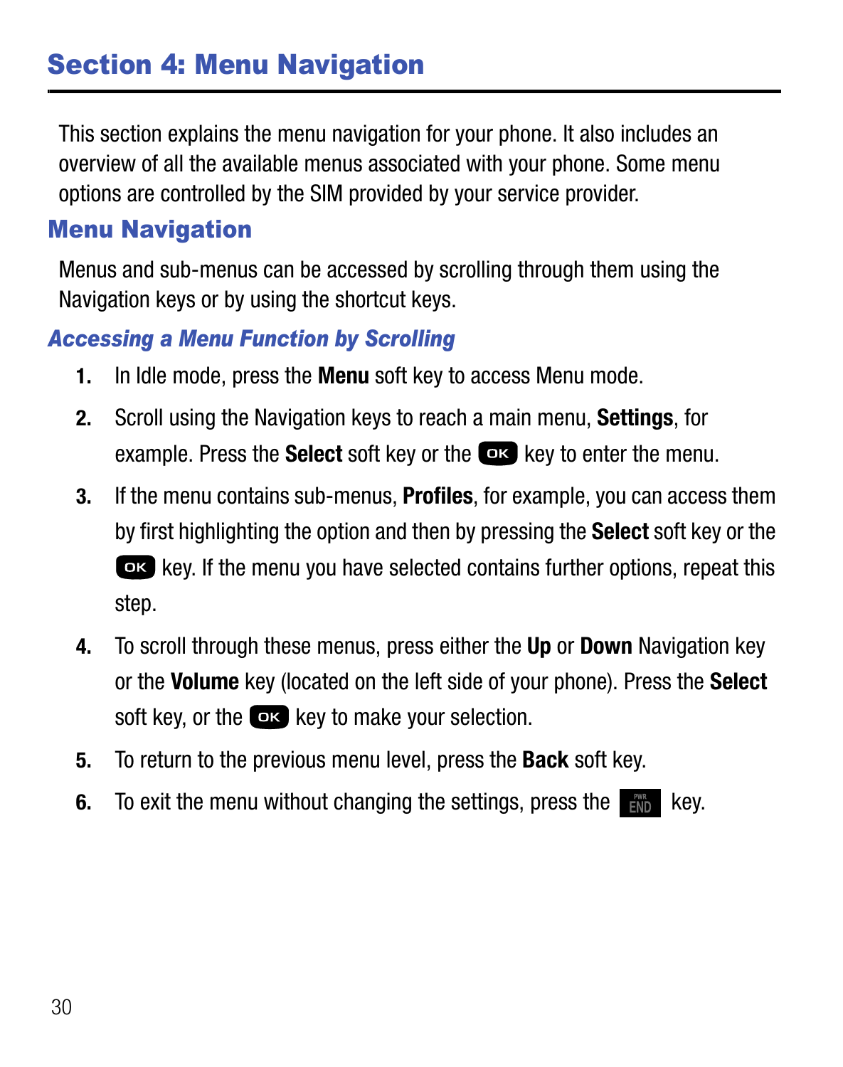# Section 4: Menu Navigation

This section explains the menu navigation for your phone. It also includes an overview of all the available menus associated with your phone. Some menu options are controlled by the SIM provided by your service provider.

## Menu Navigation

Menus and sub-menus can be accessed by scrolling through them using the Navigation keys or by using the shortcut keys.

### *Accessing a Menu Function by Scrolling*

1. In Idle mode, press the **Menu** soft key to access Menu mode.
2. Scroll using the Navigation keys to reach a main menu, **Settings**, for example. Press the **Select** soft key or the OK key to enter the menu.
3. If the menu contains sub-menus, **Profiles**, for example, you can access them by first highlighting the option and then by pressing the **Select** soft key or the OK key. If the menu you have selected contains further options, repeat this step.
4. To scroll through these menus, press either the **Up** or **Down** Navigation key or the **Volume** key (located on the left side of your phone). Press the **Select** soft key, or the OK key to make your selection.
5. To return to the previous menu level, press the **Back** soft key.
6. To exit the menu without changing the settings, press the PWR END key.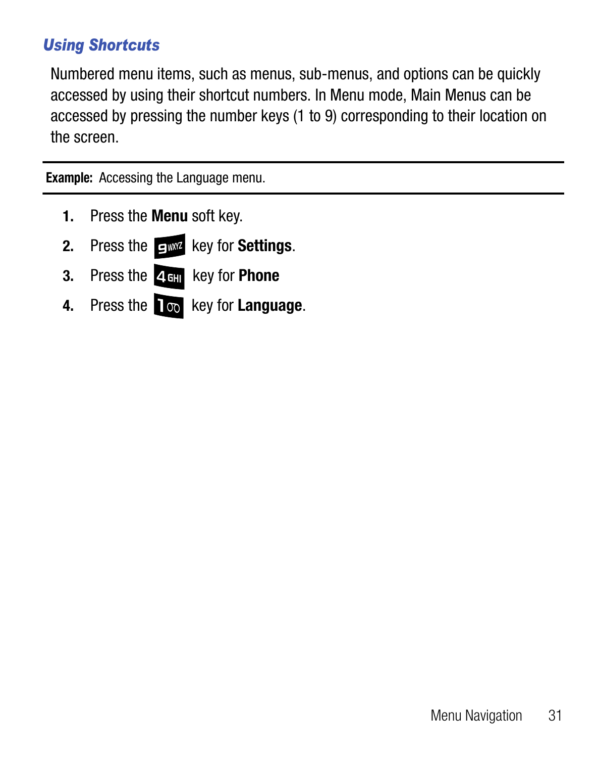### *Using Shortcuts*

Numbered menu items, such as menus, sub-menus, and options can be quickly accessed by using their shortcut numbers. In Menu mode, Main Menus can be accessed by pressing the number keys (1 to 9) corresponding to their location on the screen.

**Example:** Accessing the Language menu.

1. Press the **Menu** soft key.
2. Press the 9WXYZ key for **Settings**.
3. Press the 4GHI key for **Phone**
4. Press the 1 key for **Language**.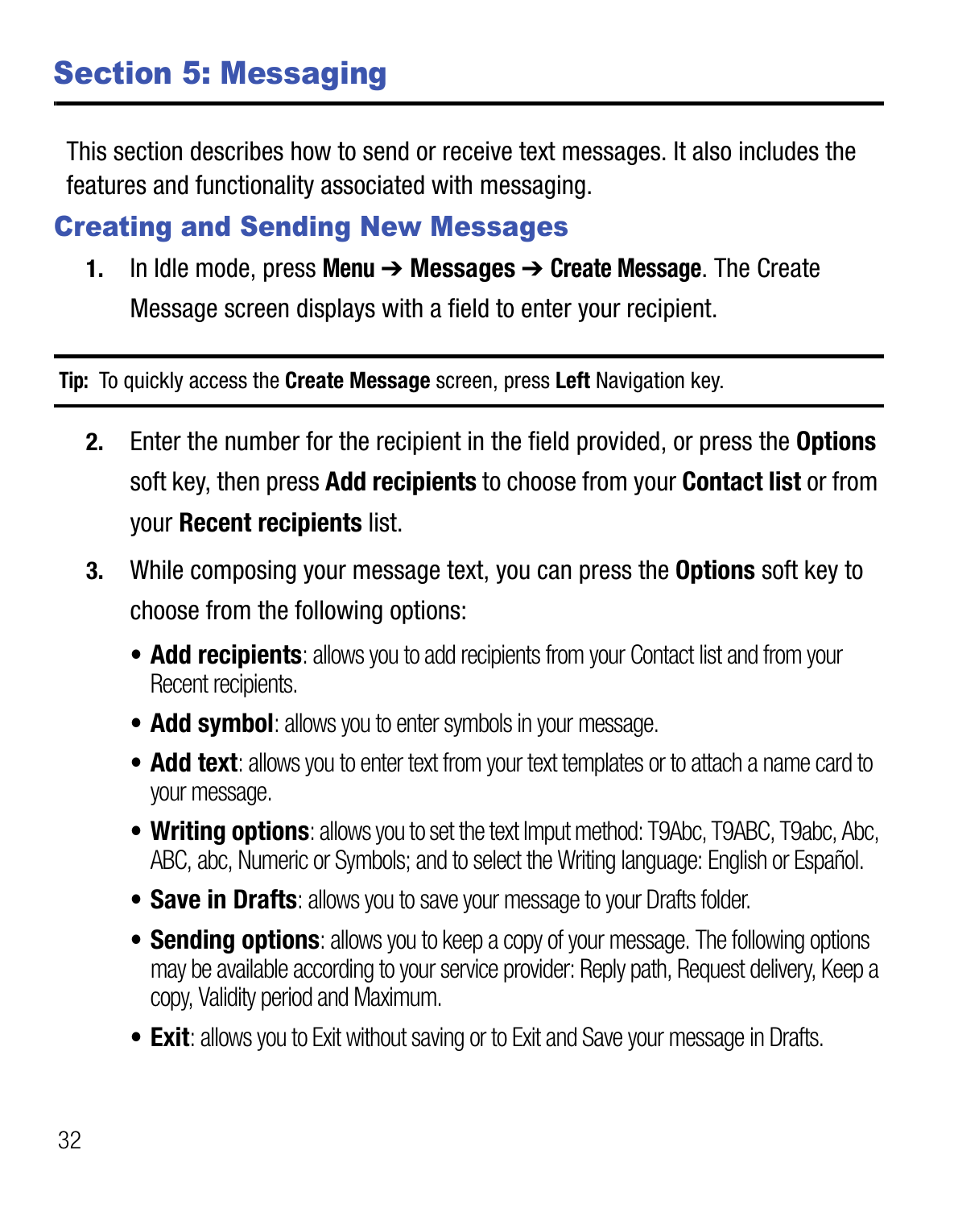# Section 5: Messaging

This section describes how to send or receive text messages. It also includes the features and functionality associated with messaging.

## Creating and Sending New Messages

1. In Idle mode, press **Menu ➔ Messages ➔ Create Message**. The Create Message screen displays with a field to enter your recipient.

**Tip:** To quickly access the **Create Message** screen, press **Left** Navigation key.

2. Enter the number for the recipient in the field provided, or press the **Options** soft key, then press **Add recipients** to choose from your **Contact list** or from your **Recent recipients** list.
3. While composing your message text, you can press the **Options** soft key to choose from the following options:
   - **Add recipients**: allows you to add recipients from your Contact list and from your Recent recipients.
   - **Add symbol**: allows you to enter symbols in your message.
   - **Add text**: allows you to enter text from your text templates or to attach a name card to your message.
   - **Writing options**: allows you to set the text Imput method: T9Abc, T9ABC, T9abc, Abc, ABC, abc, Numeric or Symbols; and to select the Writing language: English or Español.
   - **Save in Drafts**: allows you to save your message to your Drafts folder.
   - **Sending options**: allows you to keep a copy of your message. The following options may be available according to your service provider: Reply path, Request delivery, Keep a copy, Validity period and Maximum.
   - **Exit**: allows you to Exit without saving or to Exit and Save your message in Drafts.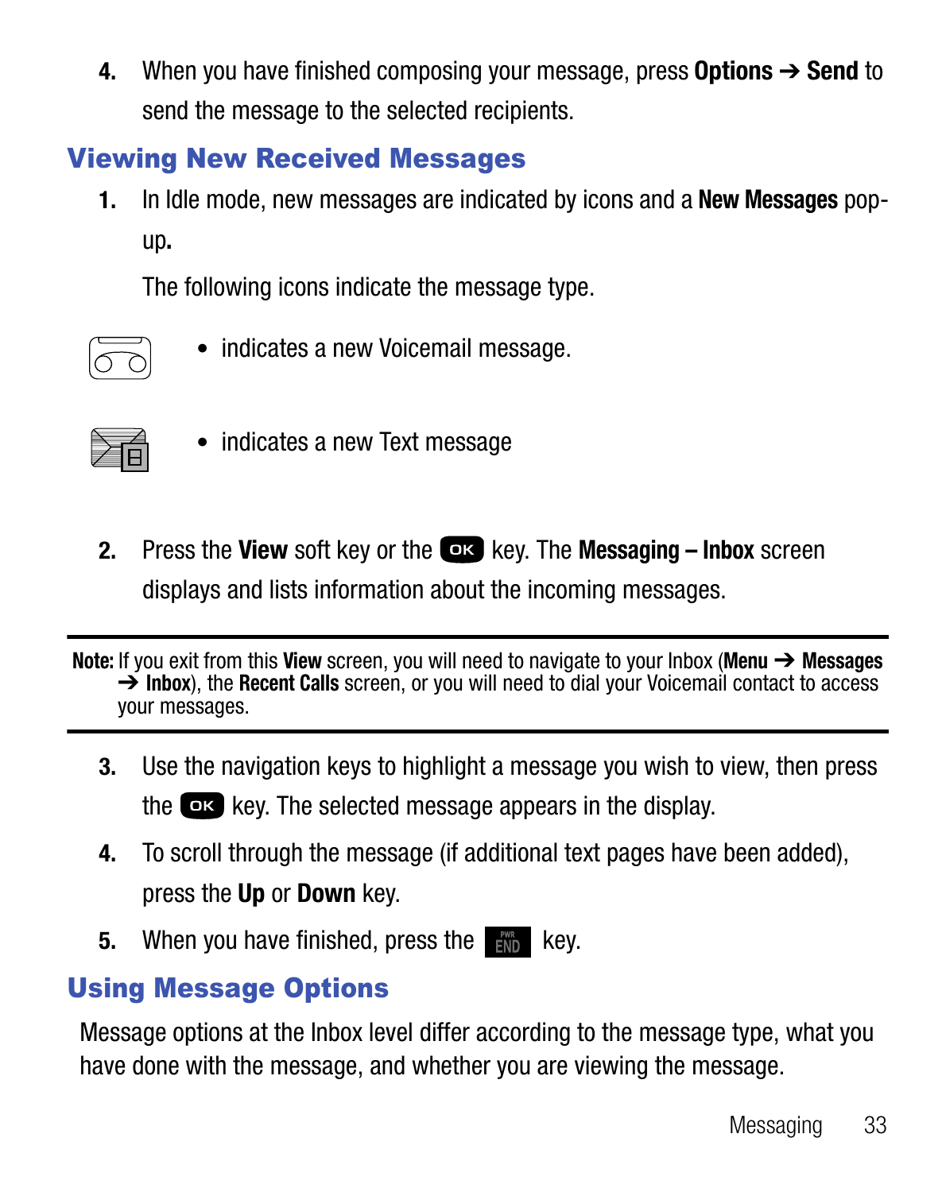4. When you have finished composing your message, press **Options** ➔ **Send** to send the message to the selected recipients.

## Viewing New Received Messages

1. In Idle mode, new messages are indicated by icons and a **New Messages** pop-up.

   The following icons indicate the message type.

   - indicates a new Voicemail message.
   - indicates a new Text message

2. Press the **View** soft key or the OK key. The **Messaging – Inbox** screen displays and lists information about the incoming messages.

**Note:** If you exit from this **View** screen, you will need to navigate to your Inbox (**Menu** ➔ **Messages** ➔ **Inbox**), the **Recent Calls** screen, or you will need to dial your Voicemail contact to access your messages.

3. Use the navigation keys to highlight a message you wish to view, then press the OK key. The selected message appears in the display.
4. To scroll through the message (if additional text pages have been added), press the **Up** or **Down** key.
5. When you have finished, press the PWR END key.

## Using Message Options

Message options at the Inbox level differ according to the message type, what you have done with the message, and whether you are viewing the message.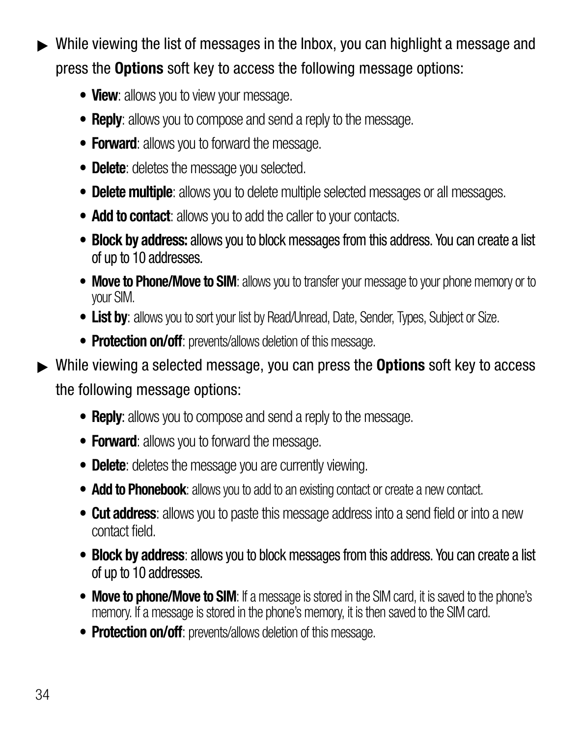- While viewing the list of messages in the Inbox, you can highlight a message and press the **Options** soft key to access the following message options:
  - **View**: allows you to view your message.
  - **Reply**: allows you to compose and send a reply to the message.
  - **Forward**: allows you to forward the message.
  - **Delete**: deletes the message you selected.
  - **Delete multiple**: allows you to delete multiple selected messages or all messages.
  - **Add to contact**: allows you to add the caller to your contacts.
  - **Block by address:** allows you to block messages from this address. You can create a list of up to 10 addresses.
  - **Move to Phone/Move to SIM**: allows you to transfer your message to your phone memory or to your SIM.
  - **List by**: allows you to sort your list by Read/Unread, Date, Sender, Types, Subject or Size.
  - **Protection on/off**: prevents/allows deletion of this message.
- While viewing a selected message, you can press the **Options** soft key to access the following message options:
  - **Reply**: allows you to compose and send a reply to the message.
  - **Forward**: allows you to forward the message.
  - **Delete**: deletes the message you are currently viewing.
  - **Add to Phonebook**: allows you to add to an existing contact or create a new contact.
  - **Cut address**: allows you to paste this message address into a send field or into a new contact field.
  - **Block by address**: allows you to block messages from this address. You can create a list of up to 10 addresses.
  - **Move to phone/Move to SIM**: If a message is stored in the SIM card, it is saved to the phone's memory. If a message is stored in the phone's memory, it is then saved to the SIM card.
  - **Protection on/off**: prevents/allows deletion of this message.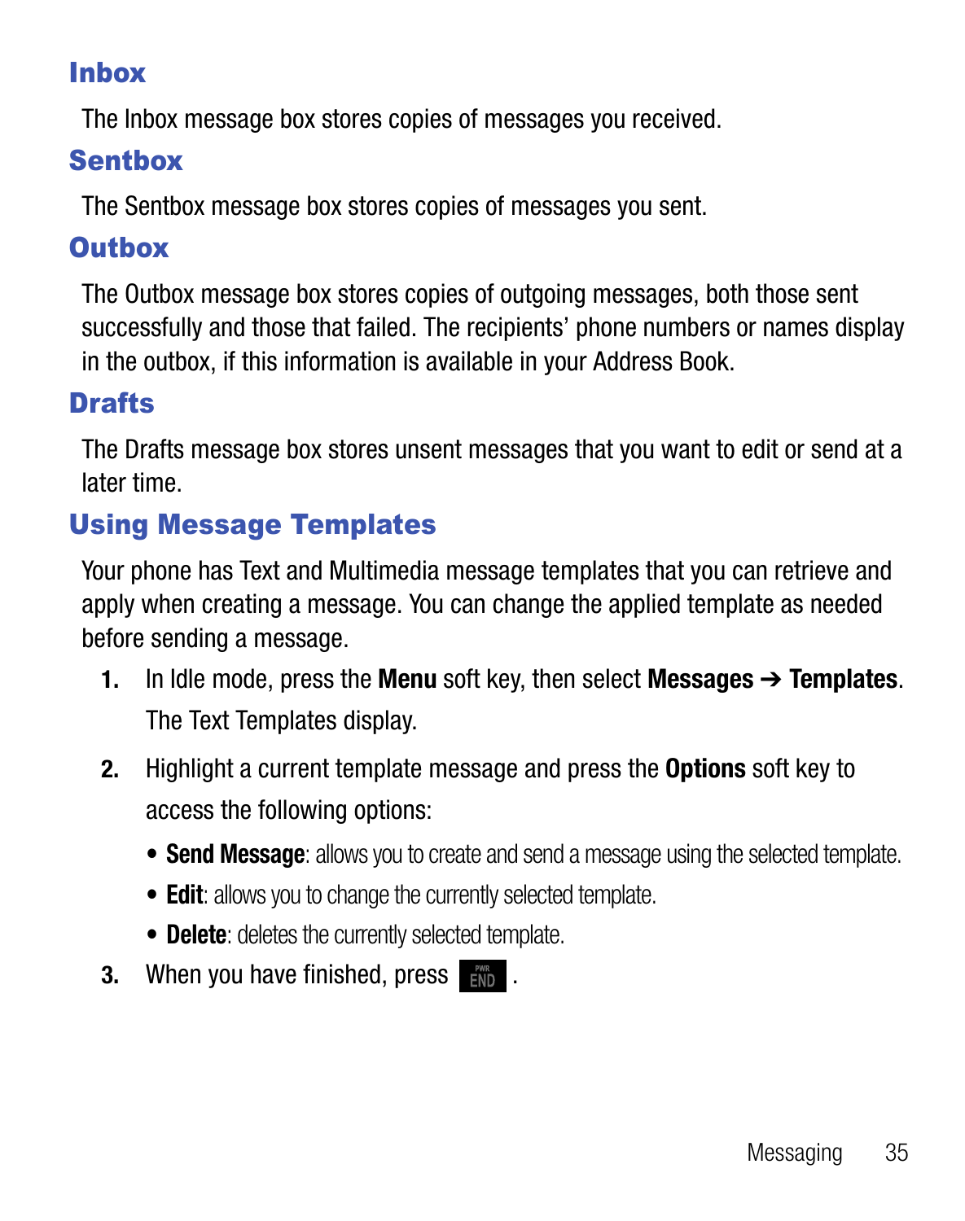## Inbox

The Inbox message box stores copies of messages you received.

## Sentbox

The Sentbox message box stores copies of messages you sent.

## Outbox

The Outbox message box stores copies of outgoing messages, both those sent successfully and those that failed. The recipients' phone numbers or names display in the outbox, if this information is available in your Address Book.

## Drafts

The Drafts message box stores unsent messages that you want to edit or send at a later time.

## Using Message Templates

Your phone has Text and Multimedia message templates that you can retrieve and apply when creating a message. You can change the applied template as needed before sending a message.

1. In Idle mode, press the **Menu** soft key, then select **Messages ➔ Templates**. The Text Templates display.
2. Highlight a current template message and press the **Options** soft key to access the following options:
   - **Send Message**: allows you to create and send a message using the selected template.
   - **Edit**: allows you to change the currently selected template.
   - **Delete**: deletes the currently selected template.
3. When you have finished, press PWR END .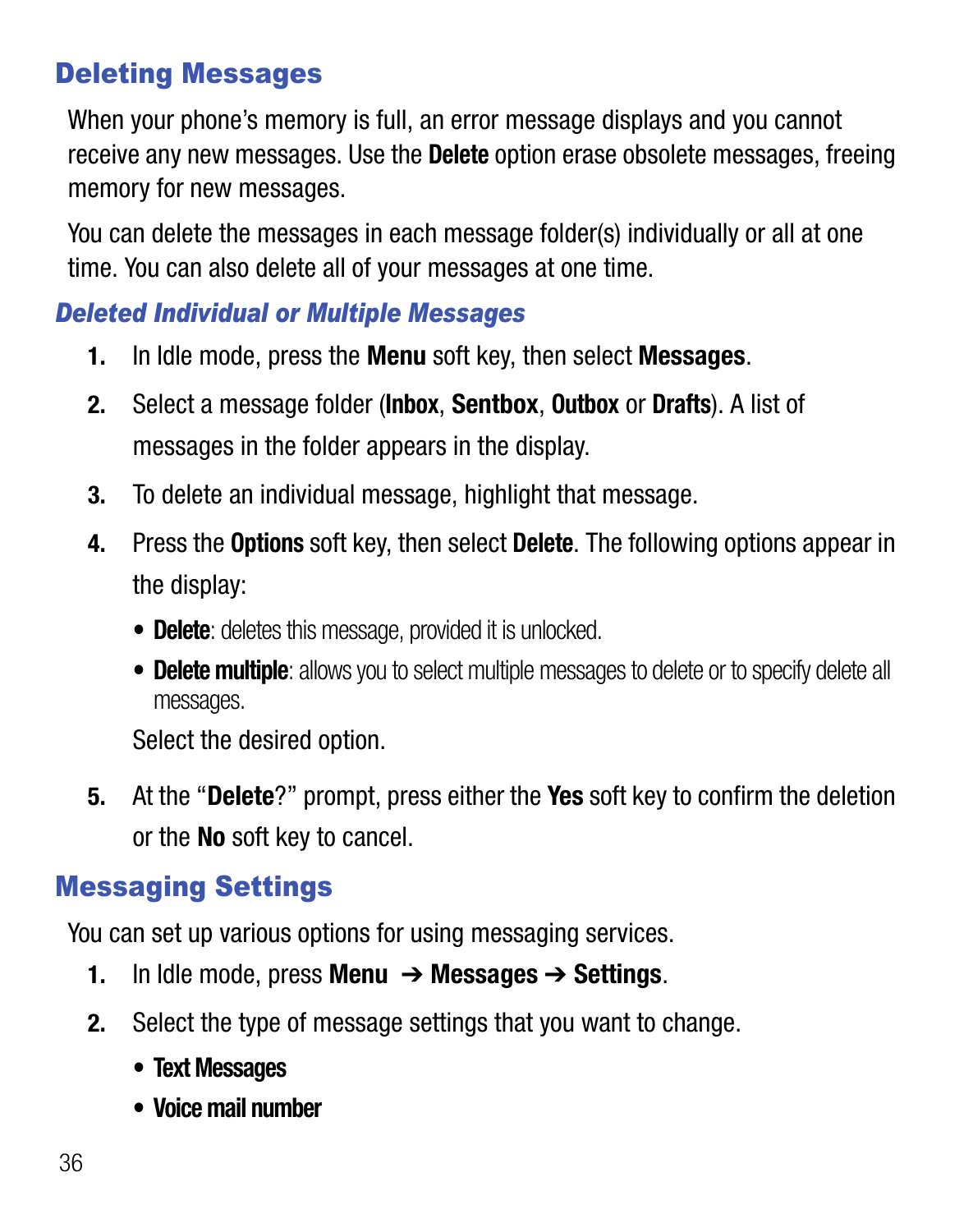## Deleting Messages

When your phone's memory is full, an error message displays and you cannot receive any new messages. Use the **Delete** option erase obsolete messages, freeing memory for new messages.

You can delete the messages in each message folder(s) individually or all at one time. You can also delete all of your messages at one time.

### *Deleted Individual or Multiple Messages*

1. In Idle mode, press the **Menu** soft key, then select **Messages**.
2. Select a message folder (**Inbox**, **Sentbox**, **Outbox** or **Drafts**). A list of messages in the folder appears in the display.
3. To delete an individual message, highlight that message.
4. Press the **Options** soft key, then select **Delete**. The following options appear in the display:
   - **Delete**: deletes this message, provided it is unlocked.
   - **Delete multiple**: allows you to select multiple messages to delete or to specify delete all messages.

   Select the desired option.
5. At the "**Delete**?" prompt, press either the **Yes** soft key to confirm the deletion or the **No** soft key to cancel.

## Messaging Settings

You can set up various options for using messaging services.

1. In Idle mode, press **Menu** ➔ **Messages** ➔ **Settings**.
2. Select the type of message settings that you want to change.
   - **Text Messages**
   - **Voice mail number**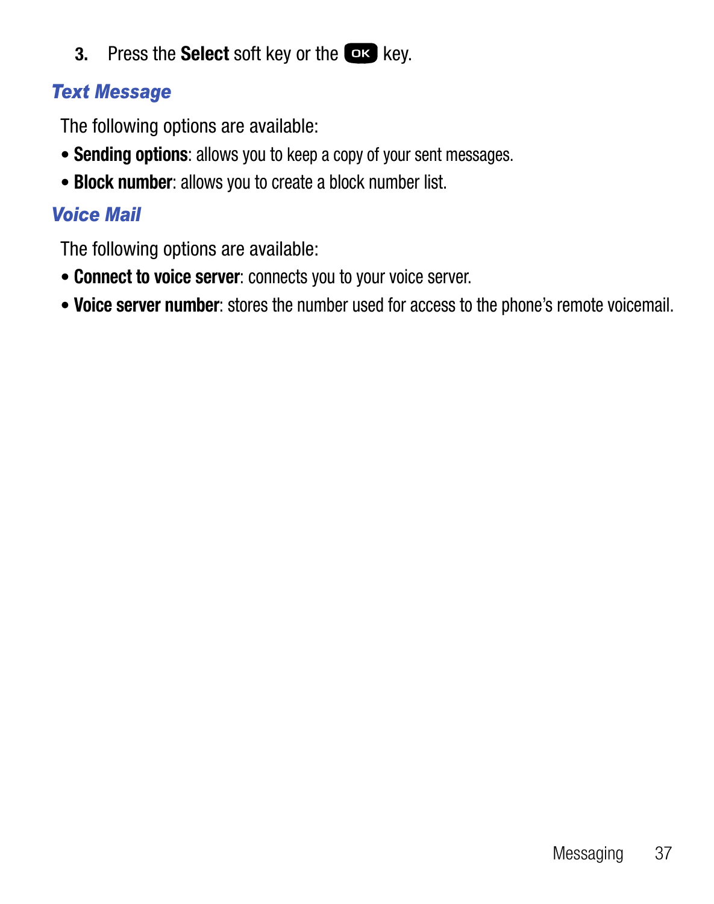3. Press the **Select** soft key or the OK key.

### Text Message

The following options are available:

- **Sending options**: allows you to keep a copy of your sent messages.
- **Block number**: allows you to create a block number list.

### Voice Mail

The following options are available:

- **Connect to voice server**: connects you to your voice server.
- **Voice server number**: stores the number used for access to the phone's remote voicemail.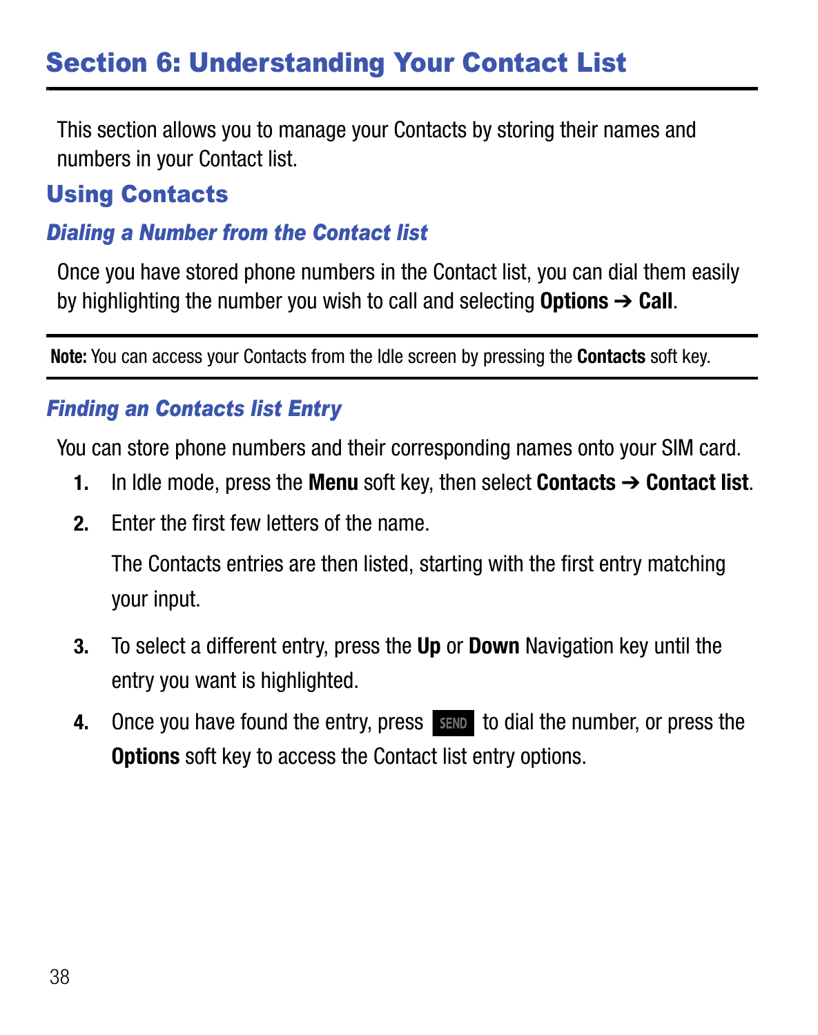# Section 6: Understanding Your Contact List

This section allows you to manage your Contacts by storing their names and numbers in your Contact list.

## Using Contacts

### *Dialing a Number from the Contact list*

Once you have stored phone numbers in the Contact list, you can dial them easily by highlighting the number you wish to call and selecting **Options ➔ Call**.

**Note:** You can access your Contacts from the Idle screen by pressing the **Contacts** soft key.

### *Finding an Contacts list Entry*

You can store phone numbers and their corresponding names onto your SIM card.

1. In Idle mode, press the **Menu** soft key, then select **Contacts ➔ Contact list**.
2. Enter the first few letters of the name.

   The Contacts entries are then listed, starting with the first entry matching your input.

3. To select a different entry, press the **Up** or **Down** Navigation key until the entry you want is highlighted.
4. Once you have found the entry, press SEND to dial the number, or press the **Options** soft key to access the Contact list entry options.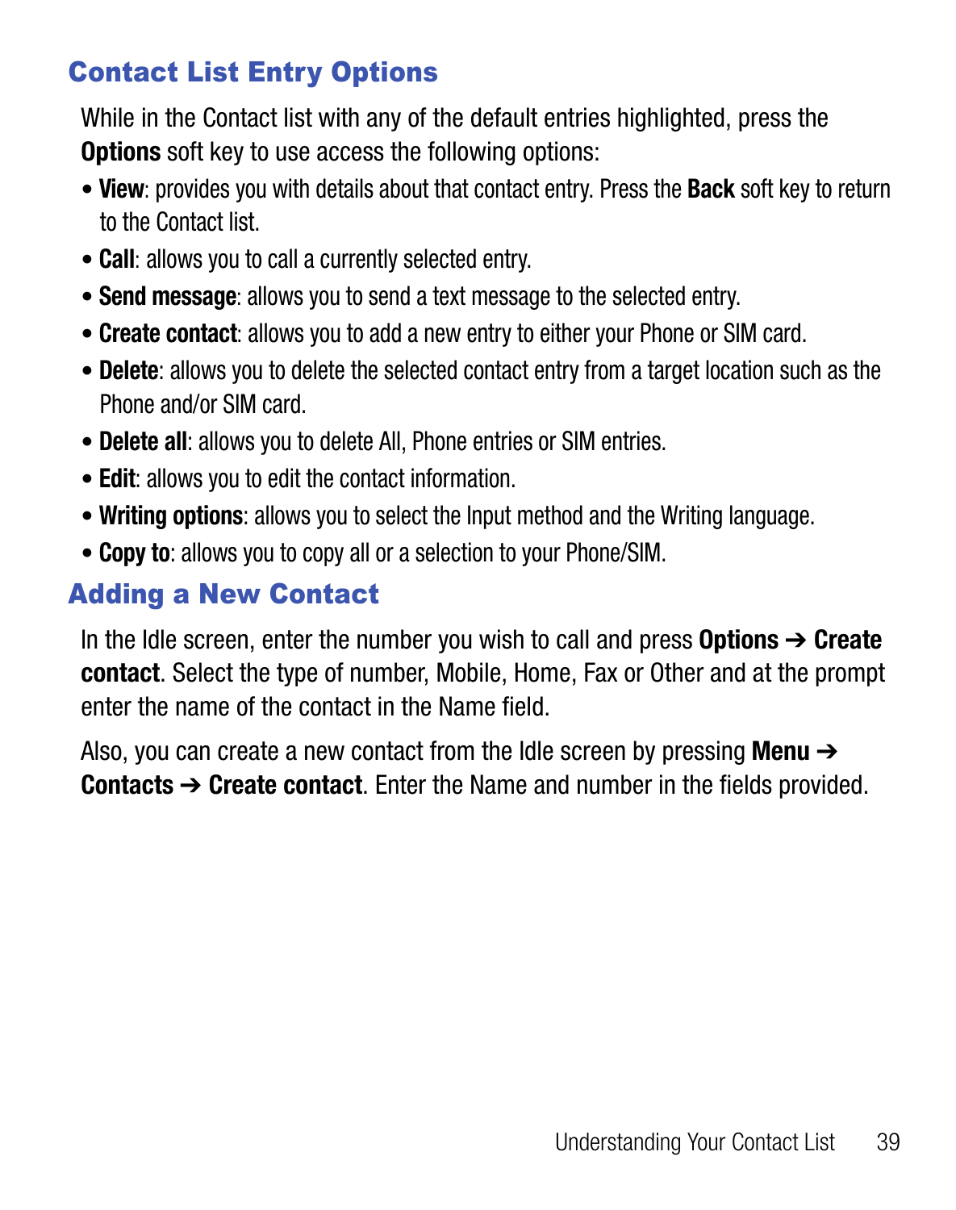## Contact List Entry Options

While in the Contact list with any of the default entries highlighted, press the **Options** soft key to use access the following options:

- **View**: provides you with details about that contact entry. Press the **Back** soft key to return to the Contact list.
- **Call**: allows you to call a currently selected entry.
- **Send message**: allows you to send a text message to the selected entry.
- **Create contact**: allows you to add a new entry to either your Phone or SIM card.
- **Delete**: allows you to delete the selected contact entry from a target location such as the Phone and/or SIM card.
- **Delete all**: allows you to delete All, Phone entries or SIM entries.
- **Edit**: allows you to edit the contact information.
- **Writing options**: allows you to select the Input method and the Writing language.
- **Copy to**: allows you to copy all or a selection to your Phone/SIM.

## Adding a New Contact

In the Idle screen, enter the number you wish to call and press **Options ➔ Create contact**. Select the type of number, Mobile, Home, Fax or Other and at the prompt enter the name of the contact in the Name field.

Also, you can create a new contact from the Idle screen by pressing **Menu ➔ Contacts ➔ Create contact**. Enter the Name and number in the fields provided.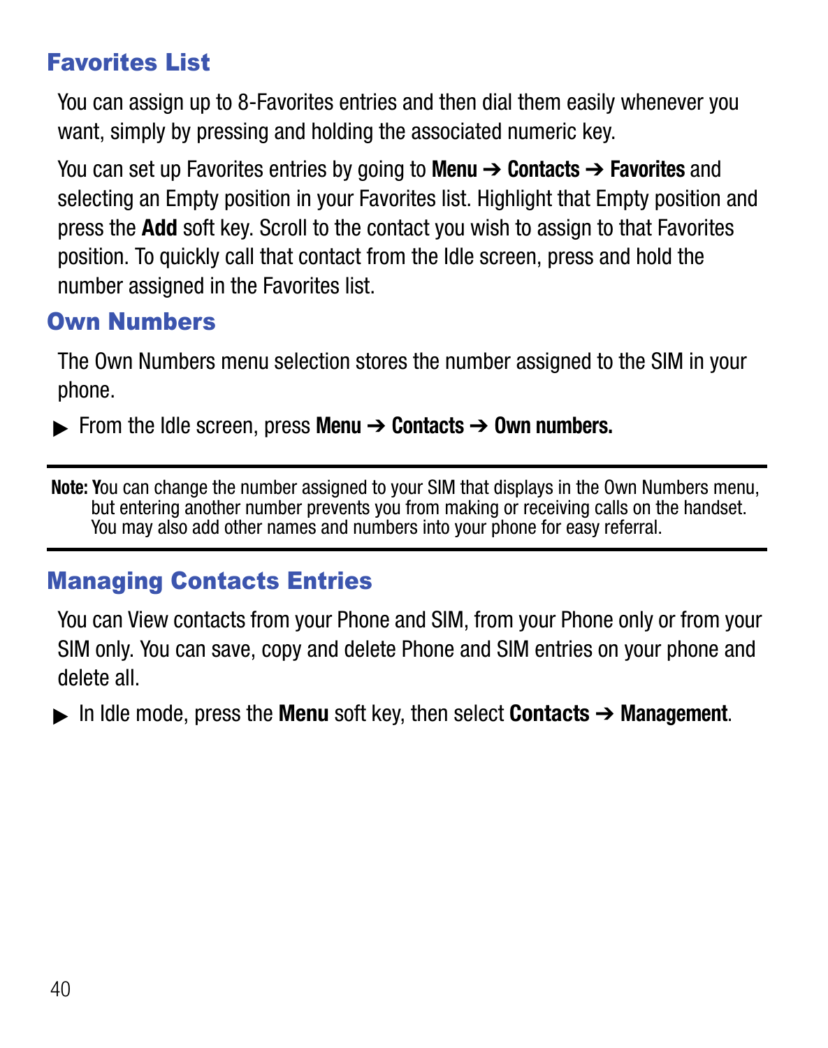## Favorites List

You can assign up to 8-Favorites entries and then dial them easily whenever you want, simply by pressing and holding the associated numeric key.

You can set up Favorites entries by going to **Menu ➔ Contacts ➔ Favorites** and selecting an Empty position in your Favorites list. Highlight that Empty position and press the **Add** soft key. Scroll to the contact you wish to assign to that Favorites position. To quickly call that contact from the Idle screen, press and hold the number assigned in the Favorites list.

## Own Numbers

The Own Numbers menu selection stores the number assigned to the SIM in your phone.

▶ From the Idle screen, press **Menu ➔ Contacts ➔ Own numbers.**

---

**Note:** You can change the number assigned to your SIM that displays in the Own Numbers menu, but entering another number prevents you from making or receiving calls on the handset. You may also add other names and numbers into your phone for easy referral.

---

## Managing Contacts Entries

You can View contacts from your Phone and SIM, from your Phone only or from your SIM only. You can save, copy and delete Phone and SIM entries on your phone and delete all.

▶ In Idle mode, press the **Menu** soft key, then select **Contacts ➔ Management**.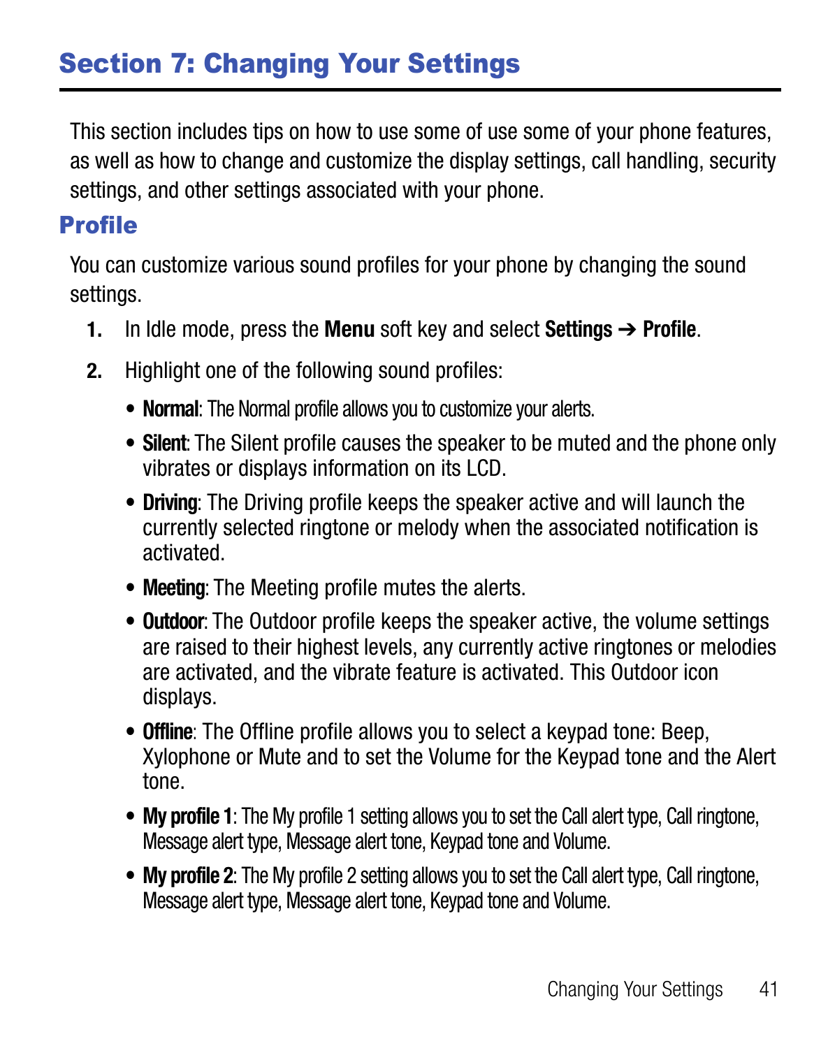# Section 7: Changing Your Settings

This section includes tips on how to use some of use some of your phone features, as well as how to change and customize the display settings, call handling, security settings, and other settings associated with your phone.

## Profile

You can customize various sound profiles for your phone by changing the sound settings.

1. In Idle mode, press the **Menu** soft key and select **Settings ➔ Profile**.
2. Highlight one of the following sound profiles:
   - **Normal**: The Normal profile allows you to customize your alerts.
   - **Silent**: The Silent profile causes the speaker to be muted and the phone only vibrates or displays information on its LCD.
   - **Driving**: The Driving profile keeps the speaker active and will launch the currently selected ringtone or melody when the associated notification is activated.
   - **Meeting**: The Meeting profile mutes the alerts.
   - **Outdoor**: The Outdoor profile keeps the speaker active, the volume settings are raised to their highest levels, any currently active ringtones or melodies are activated, and the vibrate feature is activated. This Outdoor icon displays.
   - **Offline**: The Offline profile allows you to select a keypad tone: Beep, Xylophone or Mute and to set the Volume for the Keypad tone and the Alert tone.
   - **My profile 1**: The My profile 1 setting allows you to set the Call alert type, Call ringtone, Message alert type, Message alert tone, Keypad tone and Volume.
   - **My profile 2**: The My profile 2 setting allows you to set the Call alert type, Call ringtone, Message alert type, Message alert tone, Keypad tone and Volume.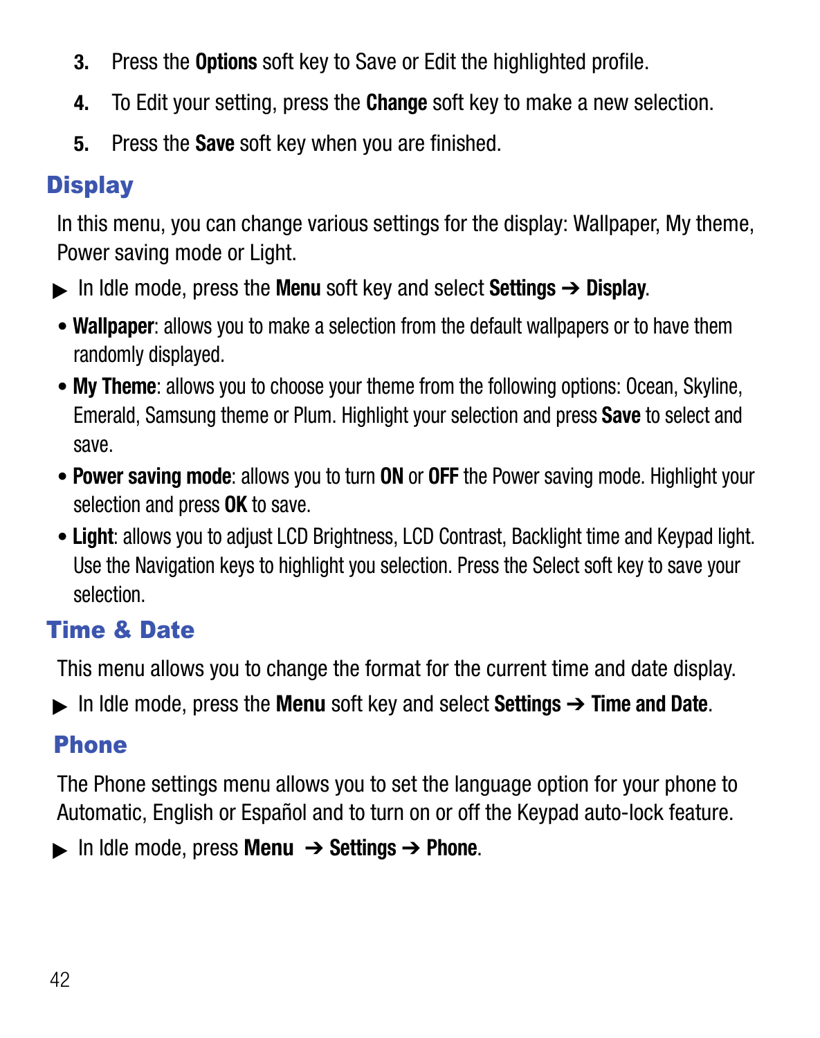3. Press the **Options** soft key to Save or Edit the highlighted profile.
4. To Edit your setting, press the **Change** soft key to make a new selection.
5. Press the **Save** soft key when you are finished.

## Display

In this menu, you can change various settings for the display: Wallpaper, My theme, Power saving mode or Light.

▶ In Idle mode, press the **Menu** soft key and select **Settings ➔ Display**.

- **Wallpaper**: allows you to make a selection from the default wallpapers or to have them randomly displayed.
- **My Theme**: allows you to choose your theme from the following options: Ocean, Skyline, Emerald, Samsung theme or Plum. Highlight your selection and press **Save** to select and save.
- **Power saving mode**: allows you to turn **ON** or **OFF** the Power saving mode. Highlight your selection and press **OK** to save.
- **Light**: allows you to adjust LCD Brightness, LCD Contrast, Backlight time and Keypad light. Use the Navigation keys to highlight you selection. Press the Select soft key to save your selection.

## Time & Date

This menu allows you to change the format for the current time and date display.

▶ In Idle mode, press the **Menu** soft key and select **Settings ➔ Time and Date**.

## Phone

The Phone settings menu allows you to set the language option for your phone to Automatic, English or Español and to turn on or off the Keypad auto-lock feature.

▶ In Idle mode, press **Menu ➔ Settings ➔ Phone**.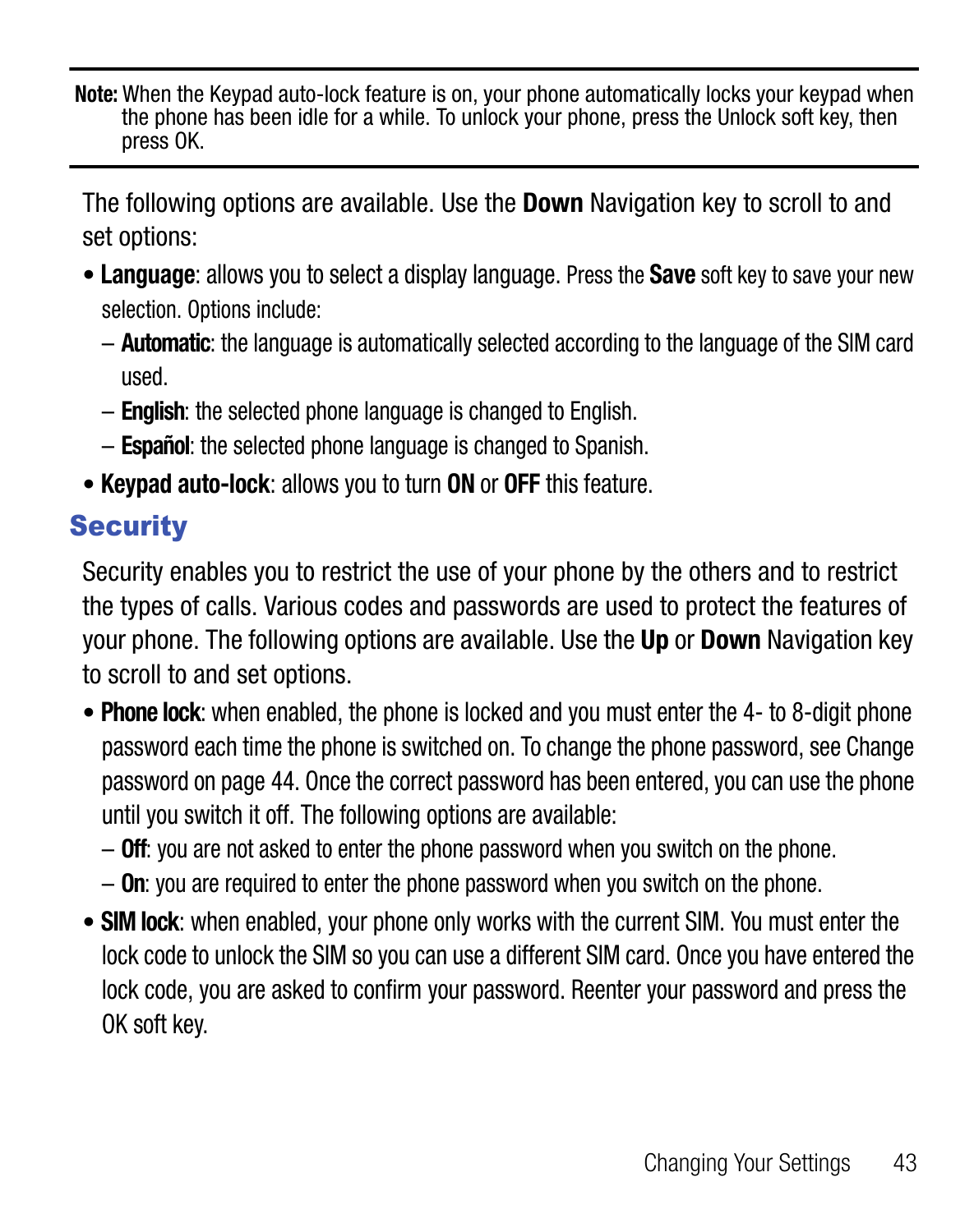**Note:** When the Keypad auto-lock feature is on, your phone automatically locks your keypad when the phone has been idle for a while. To unlock your phone, press the Unlock soft key, then press OK.

The following options are available. Use the **Down** Navigation key to scroll to and set options:

- **Language**: allows you to select a display language. Press the **Save** soft key to save your new selection. Options include:
  - **Automatic**: the language is automatically selected according to the language of the SIM card used.
  - **English**: the selected phone language is changed to English.
  - **Español**: the selected phone language is changed to Spanish.
- **Keypad auto-lock**: allows you to turn **ON** or **OFF** this feature.

## Security

Security enables you to restrict the use of your phone by the others and to restrict the types of calls. Various codes and passwords are used to protect the features of your phone. The following options are available. Use the **Up** or **Down** Navigation key to scroll to and set options.

- **Phone lock**: when enabled, the phone is locked and you must enter the 4- to 8-digit phone password each time the phone is switched on. To change the phone password, see Change password on page 44. Once the correct password has been entered, you can use the phone until you switch it off. The following options are available:
  - **Off**: you are not asked to enter the phone password when you switch on the phone.
  - **On**: you are required to enter the phone password when you switch on the phone.
- **SIM lock**: when enabled, your phone only works with the current SIM. You must enter the lock code to unlock the SIM so you can use a different SIM card. Once you have entered the lock code, you are asked to confirm your password. Reenter your password and press the OK soft key.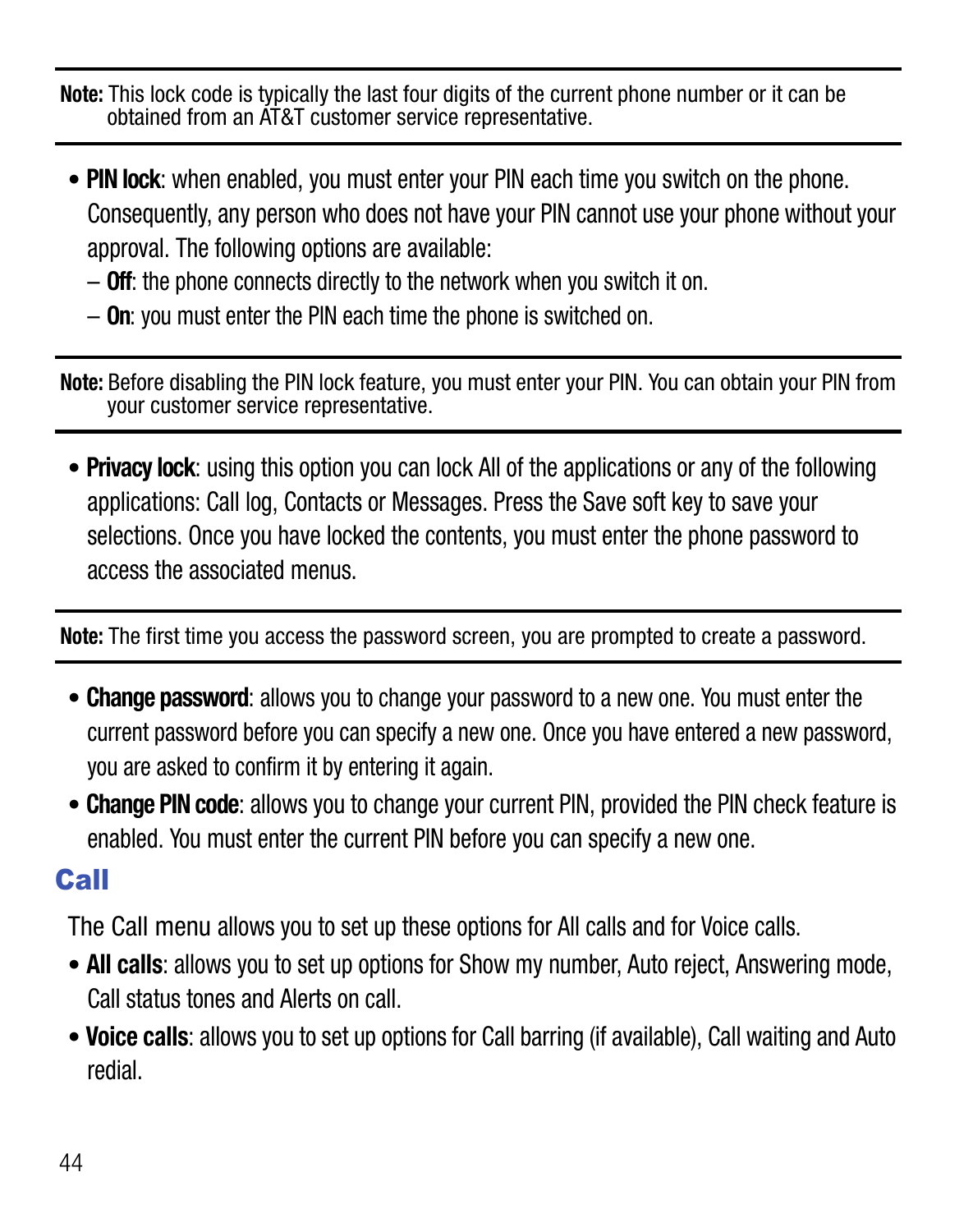**Note:** This lock code is typically the last four digits of the current phone number or it can be obtained from an AT&T customer service representative.

- **PIN lock**: when enabled, you must enter your PIN each time you switch on the phone. Consequently, any person who does not have your PIN cannot use your phone without your approval. The following options are available:
  - **Off**: the phone connects directly to the network when you switch it on.
  - **On**: you must enter the PIN each time the phone is switched on.

**Note:** Before disabling the PIN lock feature, you must enter your PIN. You can obtain your PIN from your customer service representative.

- **Privacy lock**: using this option you can lock All of the applications or any of the following applications: Call log, Contacts or Messages. Press the Save soft key to save your selections. Once you have locked the contents, you must enter the phone password to access the associated menus.

**Note:** The first time you access the password screen, you are prompted to create a password.

- **Change password**: allows you to change your password to a new one. You must enter the current password before you can specify a new one. Once you have entered a new password, you are asked to confirm it by entering it again.
- **Change PIN code**: allows you to change your current PIN, provided the PIN check feature is enabled. You must enter the current PIN before you can specify a new one.

## Call

The Call menu allows you to set up these options for All calls and for Voice calls.

- **All calls**: allows you to set up options for Show my number, Auto reject, Answering mode, Call status tones and Alerts on call.
- **Voice calls**: allows you to set up options for Call barring (if available), Call waiting and Auto redial.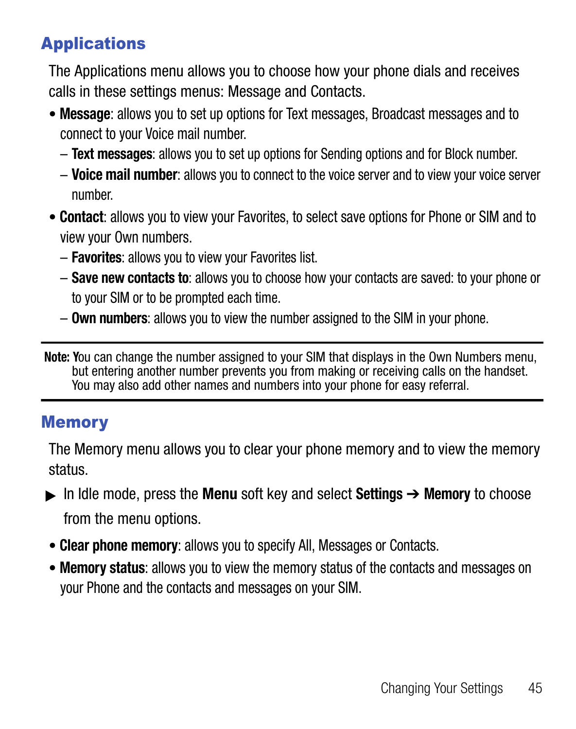## Applications

The Applications menu allows you to choose how your phone dials and receives calls in these settings menus: Message and Contacts.

- **Message**: allows you to set up options for Text messages, Broadcast messages and to connect to your Voice mail number.
  - **Text messages**: allows you to set up options for Sending options and for Block number.
  - **Voice mail number**: allows you to connect to the voice server and to view your voice server number.
- **Contact**: allows you to view your Favorites, to select save options for Phone or SIM and to view your Own numbers.
  - **Favorites**: allows you to view your Favorites list.
  - **Save new contacts to**: allows you to choose how your contacts are saved: to your phone or to your SIM or to be prompted each time.
  - **Own numbers**: allows you to view the number assigned to the SIM in your phone.

---

**Note:** You can change the number assigned to your SIM that displays in the Own Numbers menu, but entering another number prevents you from making or receiving calls on the handset. You may also add other names and numbers into your phone for easy referral.

---

## Memory

The Memory menu allows you to clear your phone memory and to view the memory status.

▶ In Idle mode, press the **Menu** soft key and select **Settings** ➔ **Memory** to choose from the menu options.

- **Clear phone memory**: allows you to specify All, Messages or Contacts.
- **Memory status**: allows you to view the memory status of the contacts and messages on your Phone and the contacts and messages on your SIM.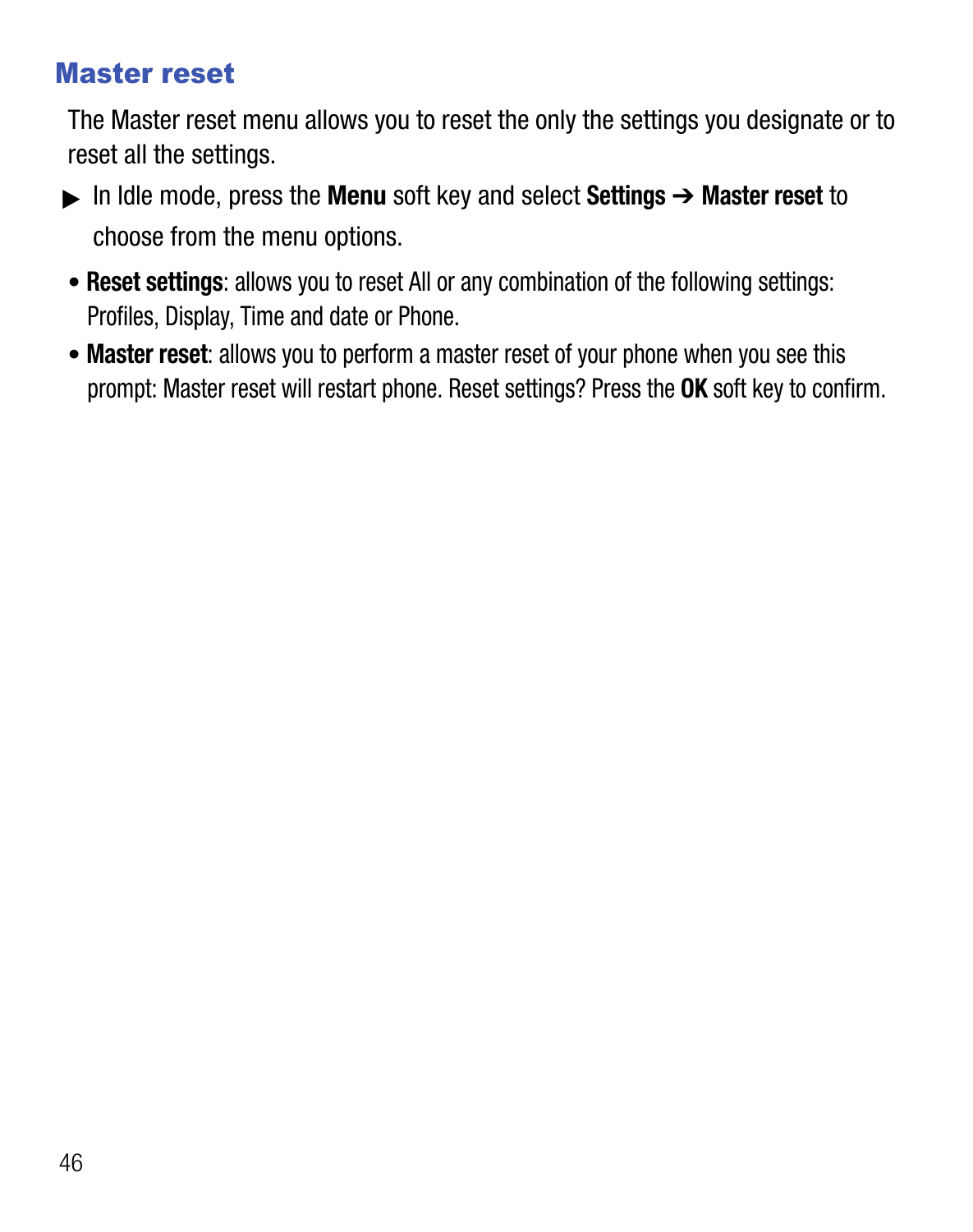## Master reset

The Master reset menu allows you to reset the only the settings you designate or to reset all the settings.

▶ In Idle mode, press the **Menu** soft key and select **Settings** ➔ **Master reset** to choose from the menu options.

- **Reset settings**: allows you to reset All or any combination of the following settings: Profiles, Display, Time and date or Phone.
- **Master reset**: allows you to perform a master reset of your phone when you see this prompt: Master reset will restart phone. Reset settings? Press the **OK** soft key to confirm.